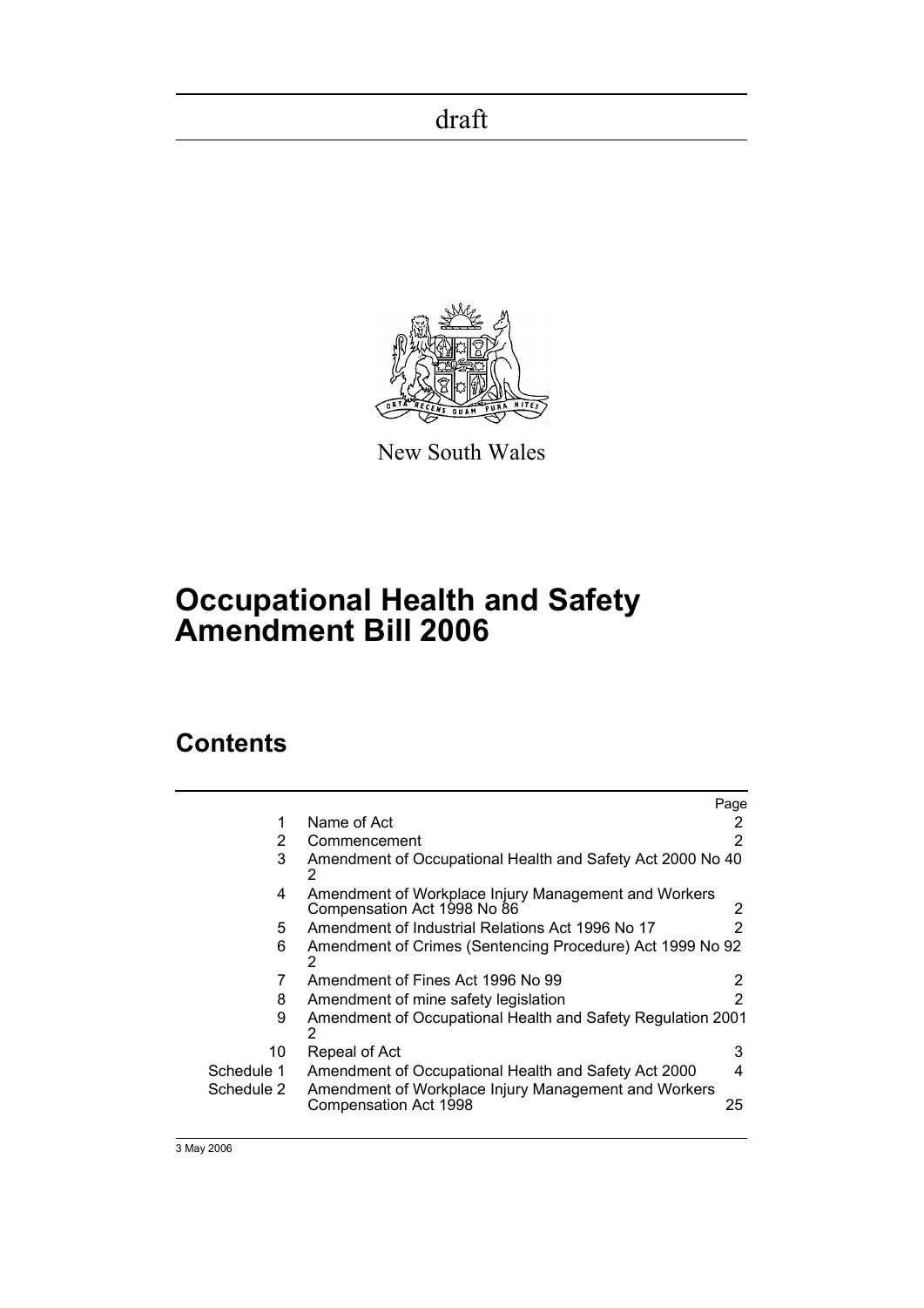draft

New South Wales

# Occupational Health and Safety Amendment Bill 2006

## Contents

| | | Page |
|---|---|---|
| 1 | Name of Act | 2 |
| 2 | Commencement | 2 |
| 3 | Amendment of Occupational Health and Safety Act 2000 No 40 | 2 |
| 4 | Amendment of Workplace Injury Management and Workers Compensation Act 1998 No 86 | 2 |
| 5 | Amendment of Industrial Relations Act 1996 No 17 | 2 |
| 6 | Amendment of Crimes (Sentencing Procedure) Act 1999 No 92 | 2 |
| 7 | Amendment of Fines Act 1996 No 99 | 2 |
| 8 | Amendment of mine safety legislation | 2 |
| 9 | Amendment of Occupational Health and Safety Regulation 2001 | 2 |
| 10 | Repeal of Act | 3 |
| Schedule 1 | Amendment of Occupational Health and Safety Act 2000 | 4 |
| Schedule 2 | Amendment of Workplace Injury Management and Workers Compensation Act 1998 | 25 |

3 May 2006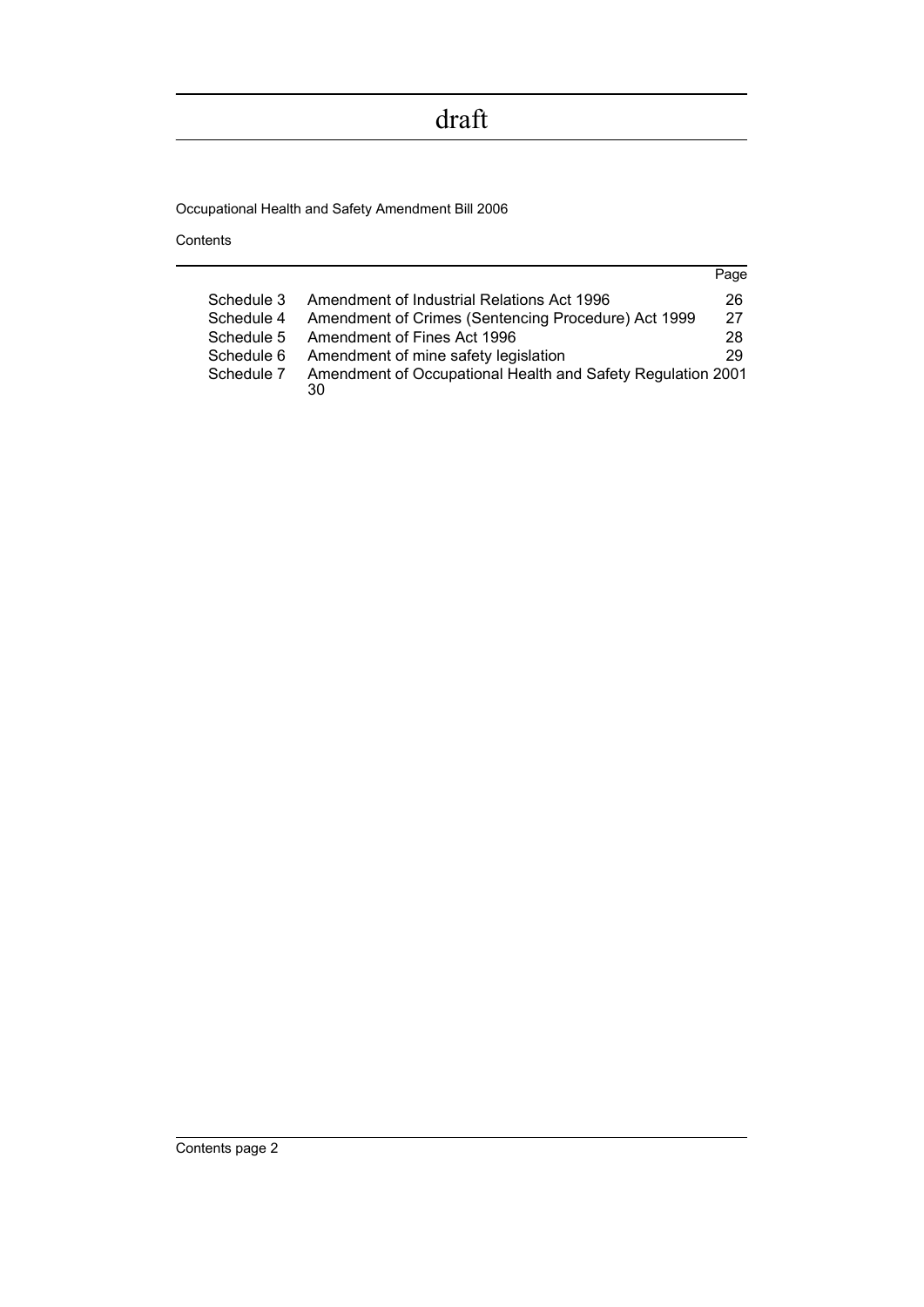| | | Page |
|---|---|---|
| Schedule 3 | Amendment of Industrial Relations Act 1996 | 26 |
| Schedule 4 | Amendment of Crimes (Sentencing Procedure) Act 1999 | 27 |
| Schedule 5 | Amendment of Fines Act 1996 | 28 |
| Schedule 6 | Amendment of mine safety legislation | 29 |
| Schedule 7 | Amendment of Occupational Health and Safety Regulation 2001 | 30 |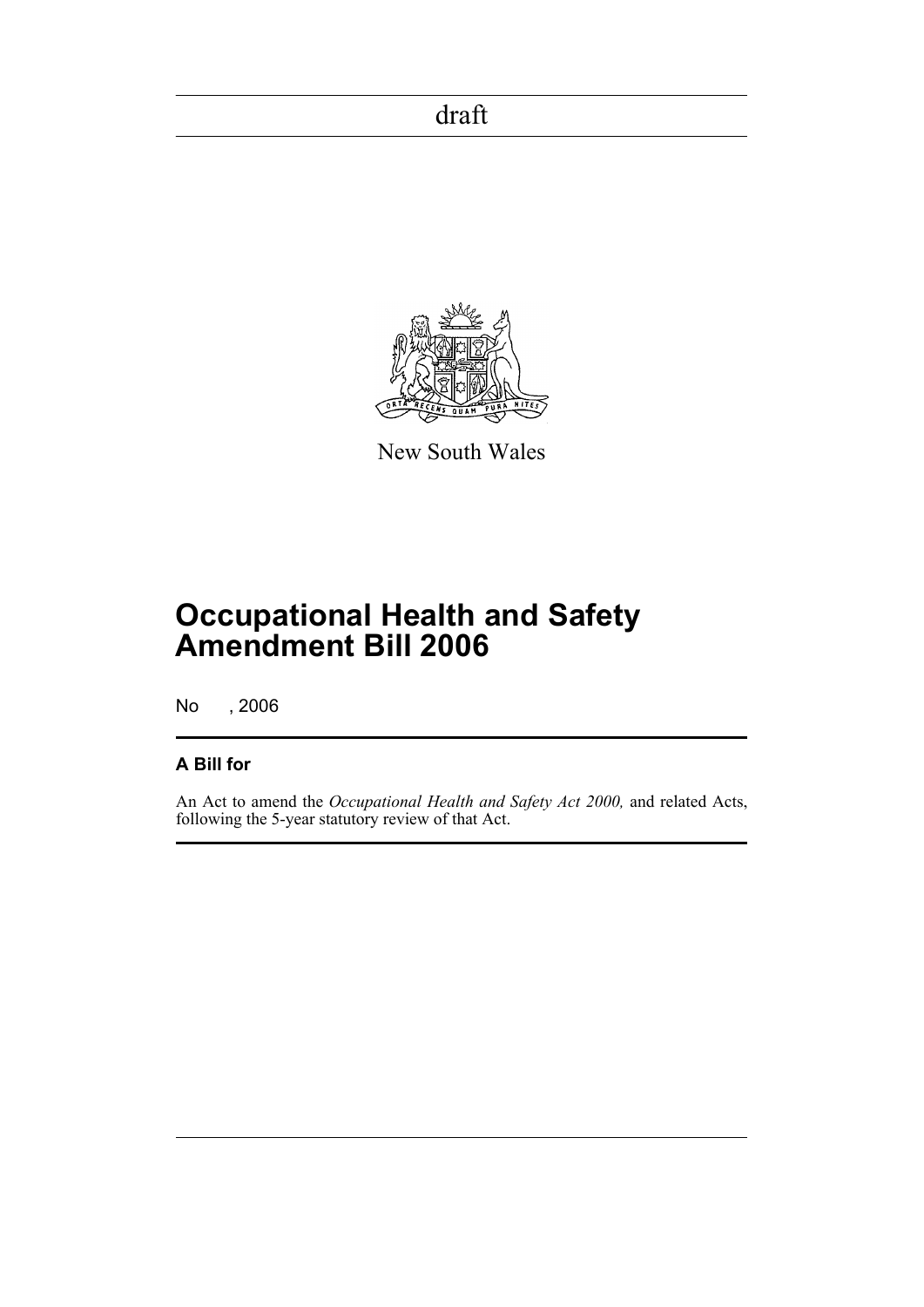draft

New South Wales

# Occupational Health and Safety Amendment Bill 2006

No , 2006

## A Bill for

An Act to amend the *Occupational Health and Safety Act 2000,* and related Acts, following the 5-year statutory review of that Act.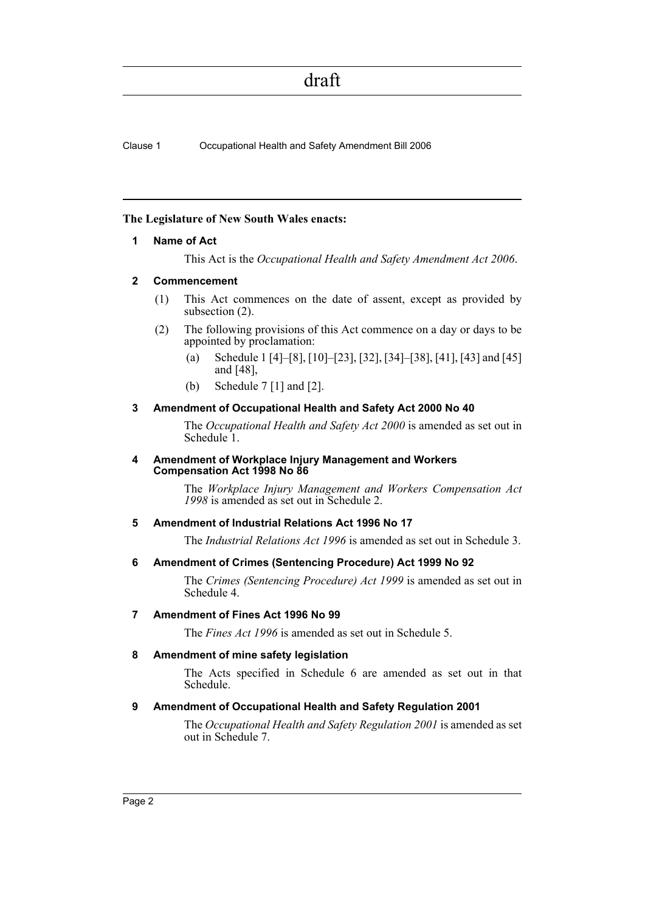**The Legislature of New South Wales enacts:**

## 1 Name of Act

This Act is the *Occupational Health and Safety Amendment Act 2006*.

## 2 Commencement

(1) This Act commences on the date of assent, except as provided by subsection (2).

(2) The following provisions of this Act commence on a day or days to be appointed by proclamation:

   (a) Schedule 1 [4]–[8], [10]–[23], [32], [34]–[38], [41], [43] and [45] and [48],

   (b) Schedule 7 [1] and [2].

## 3 Amendment of Occupational Health and Safety Act 2000 No 40

The *Occupational Health and Safety Act 2000* is amended as set out in Schedule 1.

## 4 Amendment of Workplace Injury Management and Workers Compensation Act 1998 No 86

The *Workplace Injury Management and Workers Compensation Act 1998* is amended as set out in Schedule 2.

## 5 Amendment of Industrial Relations Act 1996 No 17

The *Industrial Relations Act 1996* is amended as set out in Schedule 3.

## 6 Amendment of Crimes (Sentencing Procedure) Act 1999 No 92

The *Crimes (Sentencing Procedure) Act 1999* is amended as set out in Schedule 4.

## 7 Amendment of Fines Act 1996 No 99

The *Fines Act 1996* is amended as set out in Schedule 5.

## 8 Amendment of mine safety legislation

The Acts specified in Schedule 6 are amended as set out in that Schedule.

## 9 Amendment of Occupational Health and Safety Regulation 2001

The *Occupational Health and Safety Regulation 2001* is amended as set out in Schedule 7.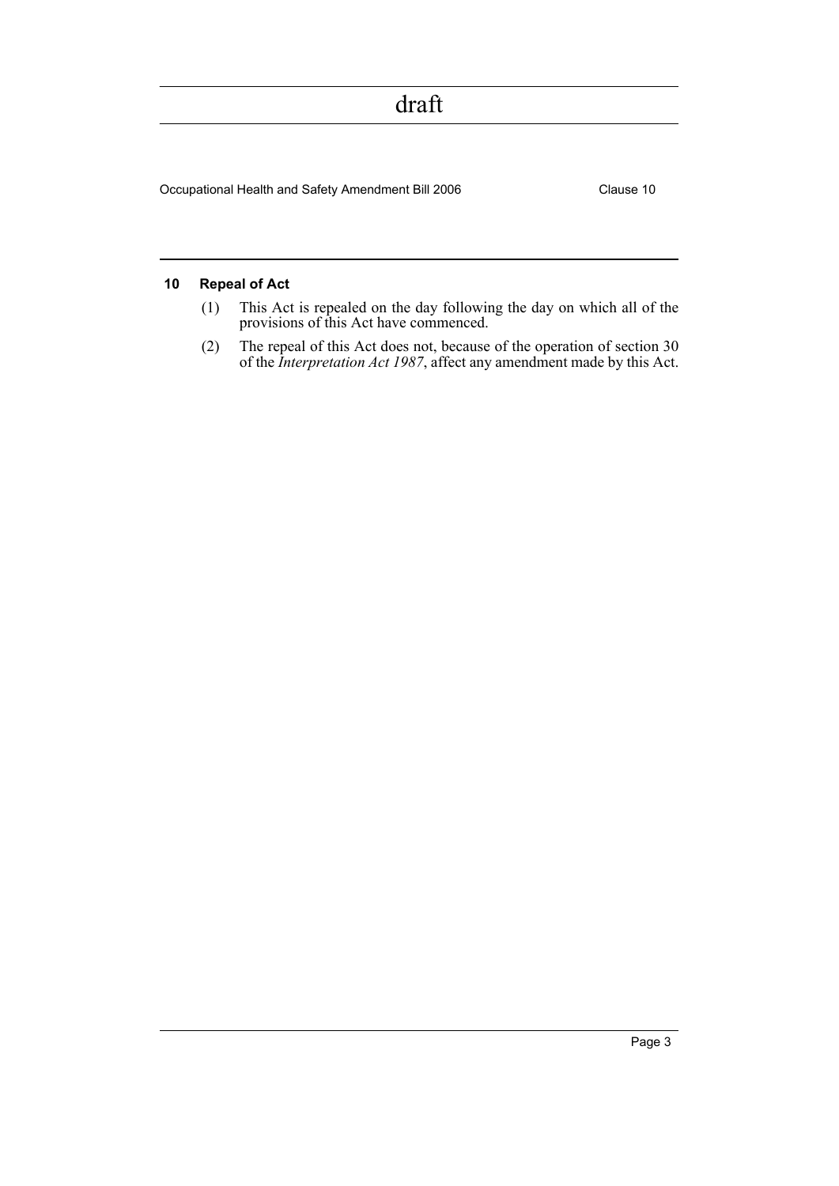## 10 Repeal of Act

(1) This Act is repealed on the day following the day on which all of the provisions of this Act have commenced.

(2) The repeal of this Act does not, because of the operation of section 30 of the *Interpretation Act 1987*, affect any amendment made by this Act.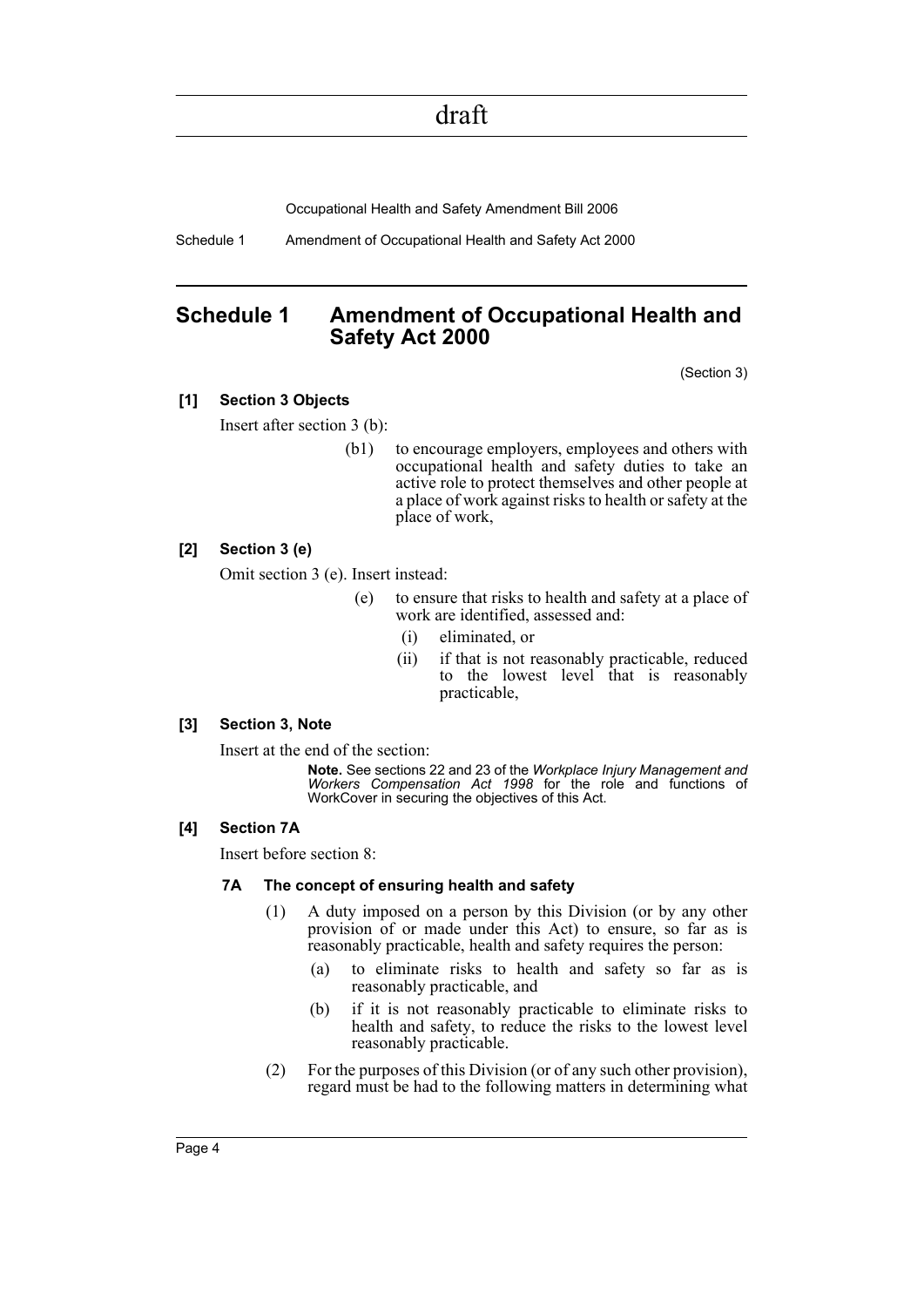# Schedule 1 Amendment of Occupational Health and Safety Act 2000

(Section 3)

**[1] Section 3 Objects**

Insert after section 3 (b):

(b1) to encourage employers, employees and others with occupational health and safety duties to take an active role to protect themselves and other people at a place of work against risks to health or safety at the place of work,

**[2] Section 3 (e)**

Omit section 3 (e). Insert instead:

(e) to ensure that risks to health and safety at a place of work are identified, assessed and:

(i) eliminated, or

(ii) if that is not reasonably practicable, reduced to the lowest level that is reasonably practicable,

**[3] Section 3, Note**

Insert at the end of the section:

**Note.** See sections 22 and 23 of the *Workplace Injury Management and Workers Compensation Act 1998* for the role and functions of WorkCover in securing the objectives of this Act.

**[4] Section 7A**

Insert before section 8:

**7A The concept of ensuring health and safety**

(1) A duty imposed on a person by this Division (or by any other provision of or made under this Act) to ensure, so far as is reasonably practicable, health and safety requires the person:

(a) to eliminate risks to health and safety so far as is reasonably practicable, and

(b) if it is not reasonably practicable to eliminate risks to health and safety, to reduce the risks to the lowest level reasonably practicable.

(2) For the purposes of this Division (or of any such other provision), regard must be had to the following matters in determining what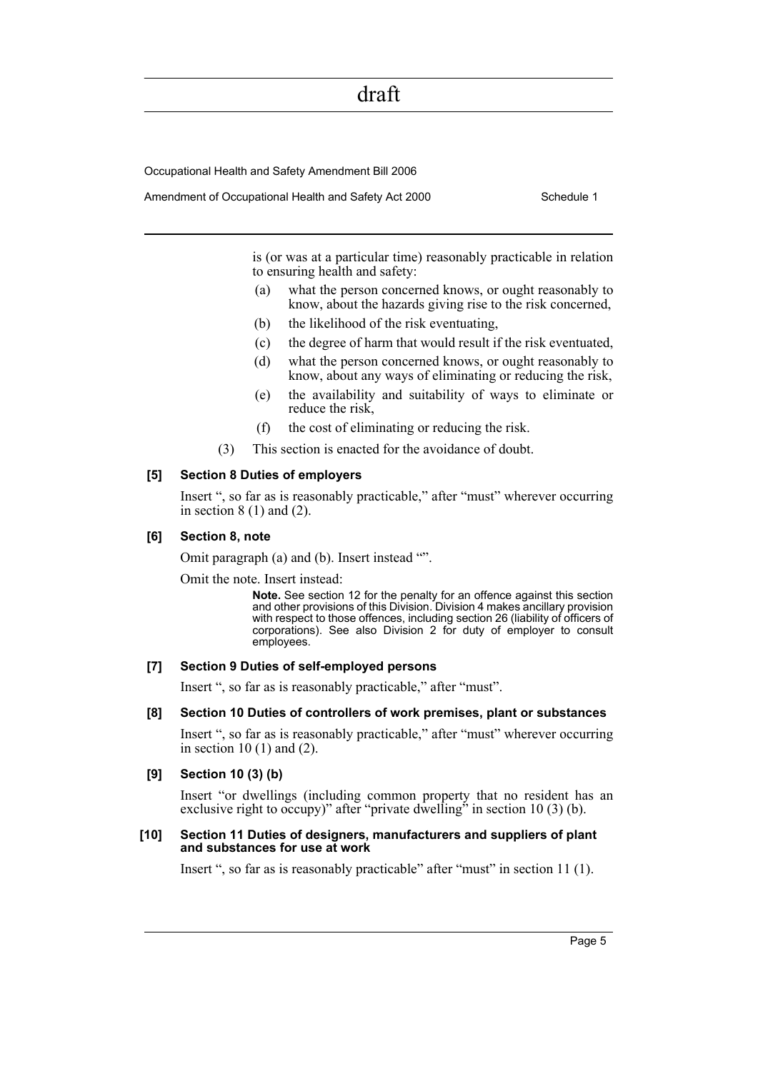is (or was at a particular time) reasonably practicable in relation to ensuring health and safety:

- (a) what the person concerned knows, or ought reasonably to know, about the hazards giving rise to the risk concerned,
- (b) the likelihood of the risk eventuating,
- (c) the degree of harm that would result if the risk eventuated,
- (d) what the person concerned knows, or ought reasonably to know, about any ways of eliminating or reducing the risk,
- (e) the availability and suitability of ways to eliminate or reduce the risk,
- (f) the cost of eliminating or reducing the risk.

(3) This section is enacted for the avoidance of doubt.

#### [5] Section 8 Duties of employers

Insert ", so far as is reasonably practicable," after "must" wherever occurring in section 8 (1) and (2).

#### [6] Section 8, note

Omit paragraph (a) and (b). Insert instead "".

Omit the note. Insert instead:

**Note.** See section 12 for the penalty for an offence against this section and other provisions of this Division. Division 4 makes ancillary provision with respect to those offences, including section 26 (liability of officers of corporations). See also Division 2 for duty of employer to consult employees.

#### [7] Section 9 Duties of self-employed persons

Insert ", so far as is reasonably practicable," after "must".

#### [8] Section 10 Duties of controllers of work premises, plant or substances

Insert ", so far as is reasonably practicable," after "must" wherever occurring in section 10 (1) and (2).

#### [9] Section 10 (3) (b)

Insert "or dwellings (including common property that no resident has an exclusive right to occupy)" after "private dwelling" in section 10 (3) (b).

#### [10] Section 11 Duties of designers, manufacturers and suppliers of plant and substances for use at work

Insert ", so far as is reasonably practicable" after "must" in section 11 (1).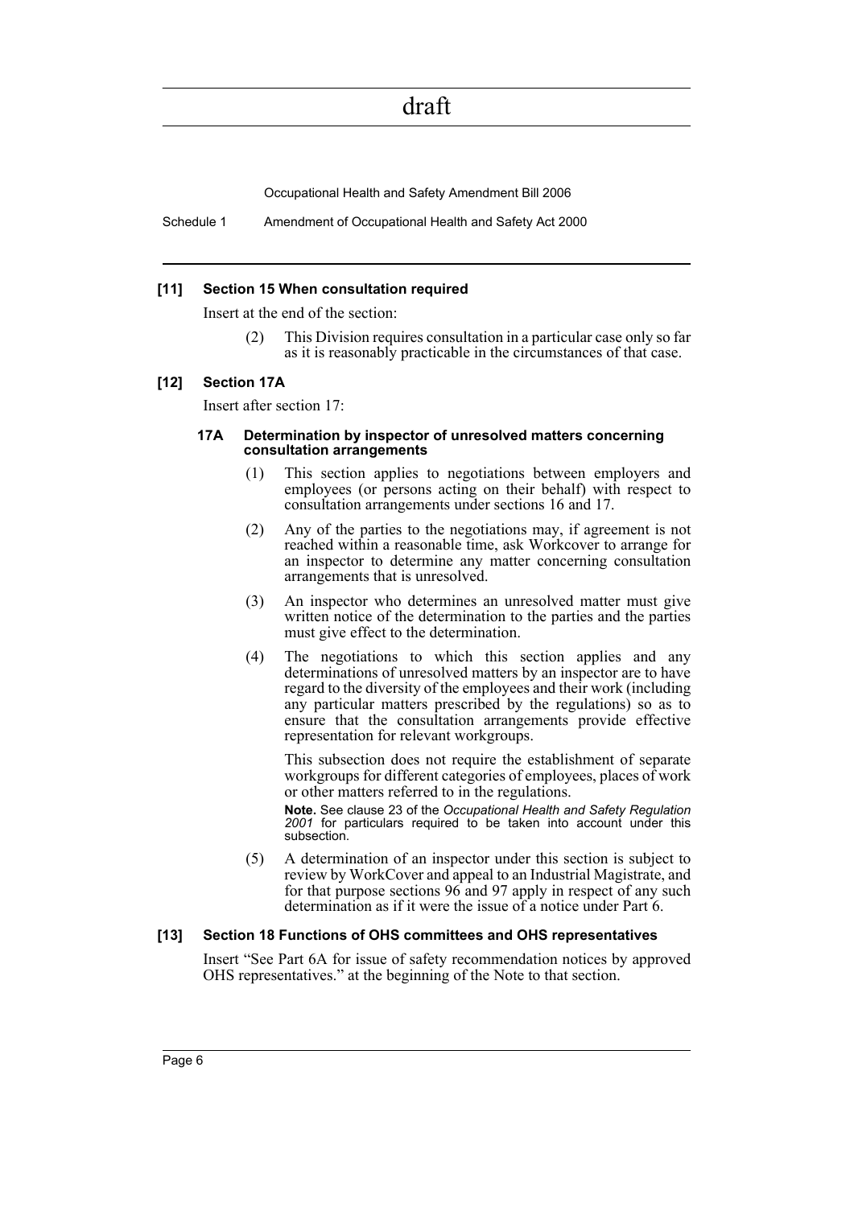#### [11] Section 15 When consultation required

Insert at the end of the section:

(2) This Division requires consultation in a particular case only so far as it is reasonably practicable in the circumstances of that case.

#### [12] Section 17A

Insert after section 17:

**17A Determination by inspector of unresolved matters concerning consultation arrangements**

(1) This section applies to negotiations between employers and employees (or persons acting on their behalf) with respect to consultation arrangements under sections 16 and 17.

(2) Any of the parties to the negotiations may, if agreement is not reached within a reasonable time, ask Workcover to arrange for an inspector to determine any matter concerning consultation arrangements that is unresolved.

(3) An inspector who determines an unresolved matter must give written notice of the determination to the parties and the parties must give effect to the determination.

(4) The negotiations to which this section applies and any determinations of unresolved matters by an inspector are to have regard to the diversity of the employees and their work (including any particular matters prescribed by the regulations) so as to ensure that the consultation arrangements provide effective representation for relevant workgroups.

This subsection does not require the establishment of separate workgroups for different categories of employees, places of work or other matters referred to in the regulations.

**Note.** See clause 23 of the *Occupational Health and Safety Regulation 2001* for particulars required to be taken into account under this subsection.

(5) A determination of an inspector under this section is subject to review by WorkCover and appeal to an Industrial Magistrate, and for that purpose sections 96 and 97 apply in respect of any such determination as if it were the issue of a notice under Part 6.

#### [13] Section 18 Functions of OHS committees and OHS representatives

Insert "See Part 6A for issue of safety recommendation notices by approved OHS representatives." at the beginning of the Note to that section.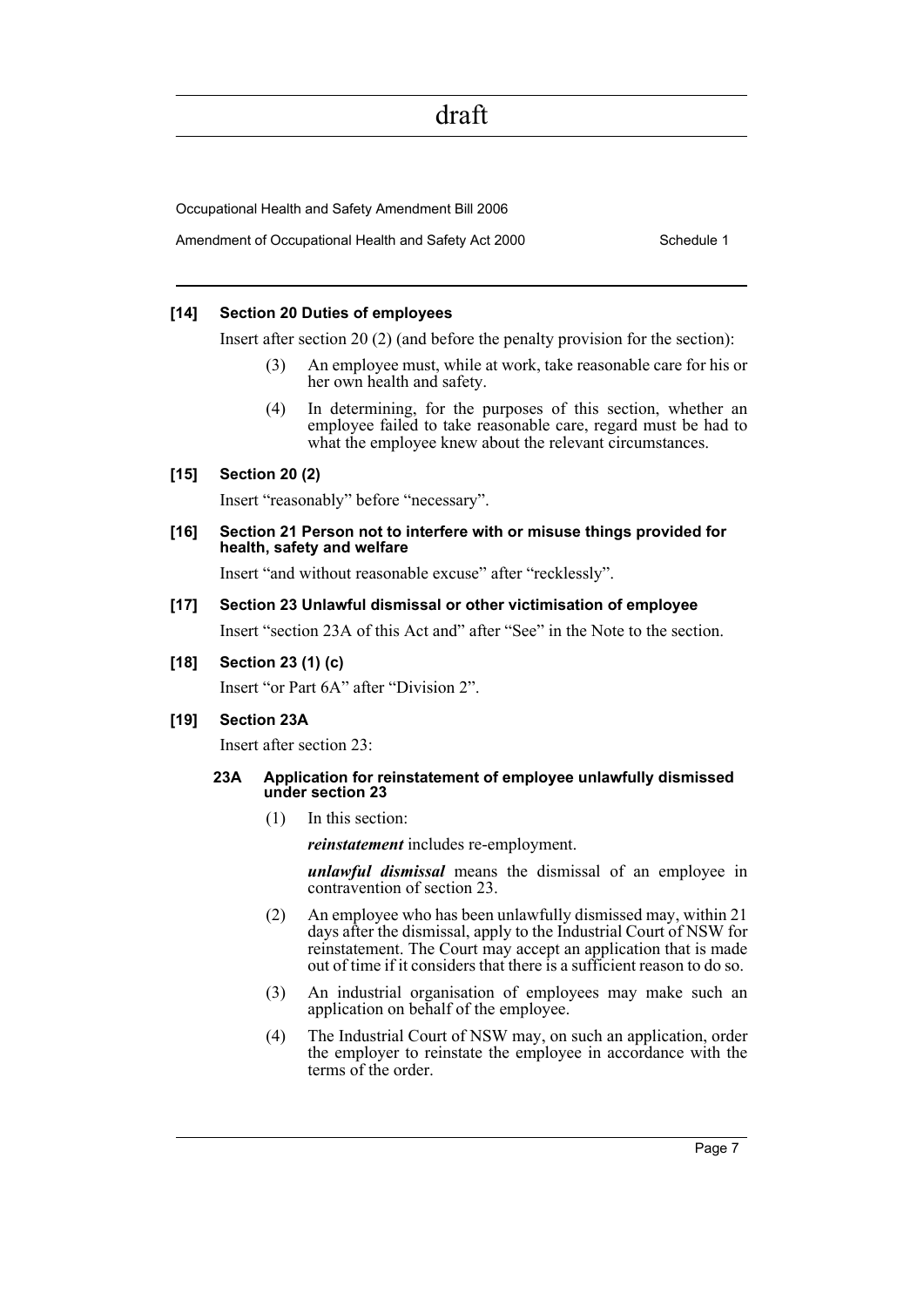**[14] Section 20 Duties of employees**

Insert after section 20 (2) (and before the penalty provision for the section):

(3) An employee must, while at work, take reasonable care for his or her own health and safety.

(4) In determining, for the purposes of this section, whether an employee failed to take reasonable care, regard must be had to what the employee knew about the relevant circumstances.

**[15] Section 20 (2)**

Insert "reasonably" before "necessary".

**[16] Section 21 Person not to interfere with or misuse things provided for health, safety and welfare**

Insert "and without reasonable excuse" after "recklessly".

**[17] Section 23 Unlawful dismissal or other victimisation of employee**

Insert "section 23A of this Act and" after "See" in the Note to the section.

**[18] Section 23 (1) (c)**

Insert "or Part 6A" after "Division 2".

**[19] Section 23A**

Insert after section 23:

**23A Application for reinstatement of employee unlawfully dismissed under section 23**

(1) In this section:

***reinstatement*** includes re-employment.

***unlawful dismissal*** means the dismissal of an employee in contravention of section 23.

(2) An employee who has been unlawfully dismissed may, within 21 days after the dismissal, apply to the Industrial Court of NSW for reinstatement. The Court may accept an application that is made out of time if it considers that there is a sufficient reason to do so.

(3) An industrial organisation of employees may make such an application on behalf of the employee.

(4) The Industrial Court of NSW may, on such an application, order the employer to reinstate the employee in accordance with the terms of the order.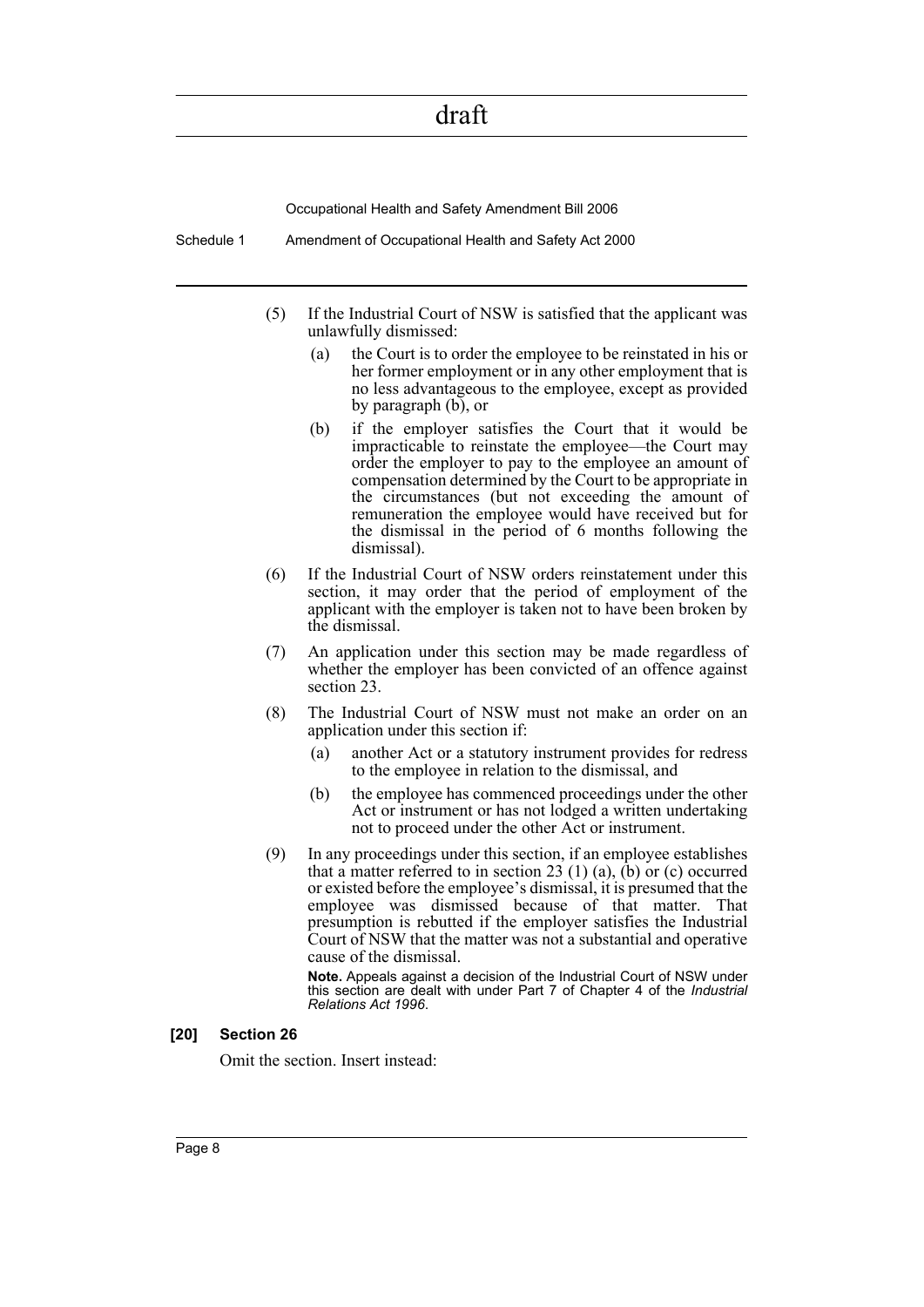(5) If the Industrial Court of NSW is satisfied that the applicant was unlawfully dismissed:

(a) the Court is to order the employee to be reinstated in his or her former employment or in any other employment that is no less advantageous to the employee, except as provided by paragraph (b), or

(b) if the employer satisfies the Court that it would be impracticable to reinstate the employee—the Court may order the employer to pay to the employee an amount of compensation determined by the Court to be appropriate in the circumstances (but not exceeding the amount of remuneration the employee would have received but for the dismissal in the period of 6 months following the dismissal).

(6) If the Industrial Court of NSW orders reinstatement under this section, it may order that the period of employment of the applicant with the employer is taken not to have been broken by the dismissal.

(7) An application under this section may be made regardless of whether the employer has been convicted of an offence against section 23.

(8) The Industrial Court of NSW must not make an order on an application under this section if:

(a) another Act or a statutory instrument provides for redress to the employee in relation to the dismissal, and

(b) the employee has commenced proceedings under the other Act or instrument or has not lodged a written undertaking not to proceed under the other Act or instrument.

(9) In any proceedings under this section, if an employee establishes that a matter referred to in section 23 (1) (a), (b) or (c) occurred or existed before the employee's dismissal, it is presumed that the employee was dismissed because of that matter. That presumption is rebutted if the employer satisfies the Industrial Court of NSW that the matter was not a substantial and operative cause of the dismissal.

**Note.** Appeals against a decision of the Industrial Court of NSW under this section are dealt with under Part 7 of Chapter 4 of the *Industrial Relations Act 1996*.

**[20] Section 26**

Omit the section. Insert instead: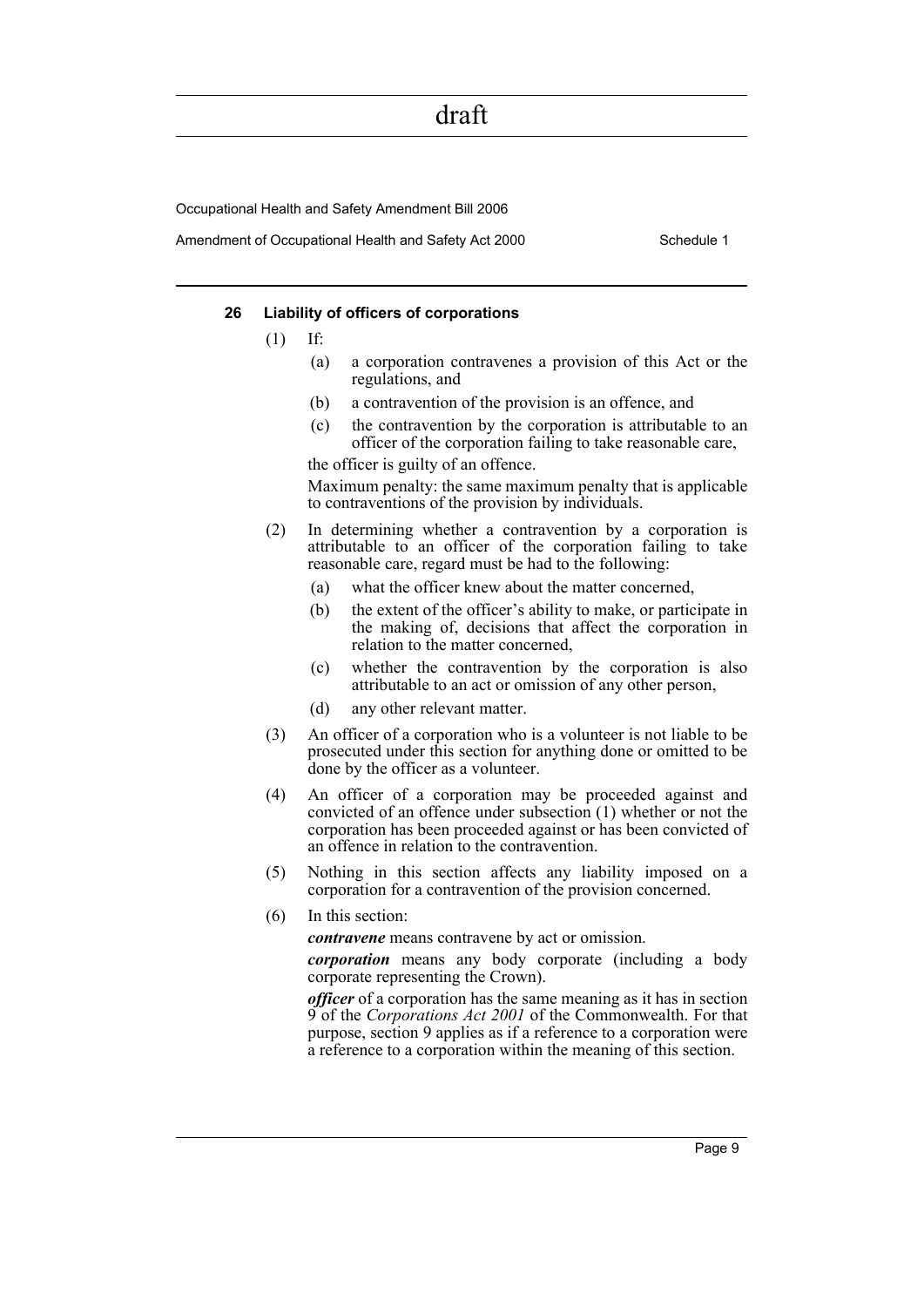### 26 Liability of officers of corporations

(1) If:

- (a) a corporation contravenes a provision of this Act or the regulations, and
- (b) a contravention of the provision is an offence, and
- (c) the contravention by the corporation is attributable to an officer of the corporation failing to take reasonable care,

the officer is guilty of an offence.

Maximum penalty: the same maximum penalty that is applicable to contraventions of the provision by individuals.

(2) In determining whether a contravention by a corporation is attributable to an officer of the corporation failing to take reasonable care, regard must be had to the following:

- (a) what the officer knew about the matter concerned,
- (b) the extent of the officer's ability to make, or participate in the making of, decisions that affect the corporation in relation to the matter concerned,
- (c) whether the contravention by the corporation is also attributable to an act or omission of any other person,
- (d) any other relevant matter.

(3) An officer of a corporation who is a volunteer is not liable to be prosecuted under this section for anything done or omitted to be done by the officer as a volunteer.

(4) An officer of a corporation may be proceeded against and convicted of an offence under subsection (1) whether or not the corporation has been proceeded against or has been convicted of an offence in relation to the contravention.

(5) Nothing in this section affects any liability imposed on a corporation for a contravention of the provision concerned.

(6) In this section:

***contravene*** means contravene by act or omission.

***corporation*** means any body corporate (including a body corporate representing the Crown).

***officer*** of a corporation has the same meaning as it has in section 9 of the *Corporations Act 2001* of the Commonwealth. For that purpose, section 9 applies as if a reference to a corporation were a reference to a corporation within the meaning of this section.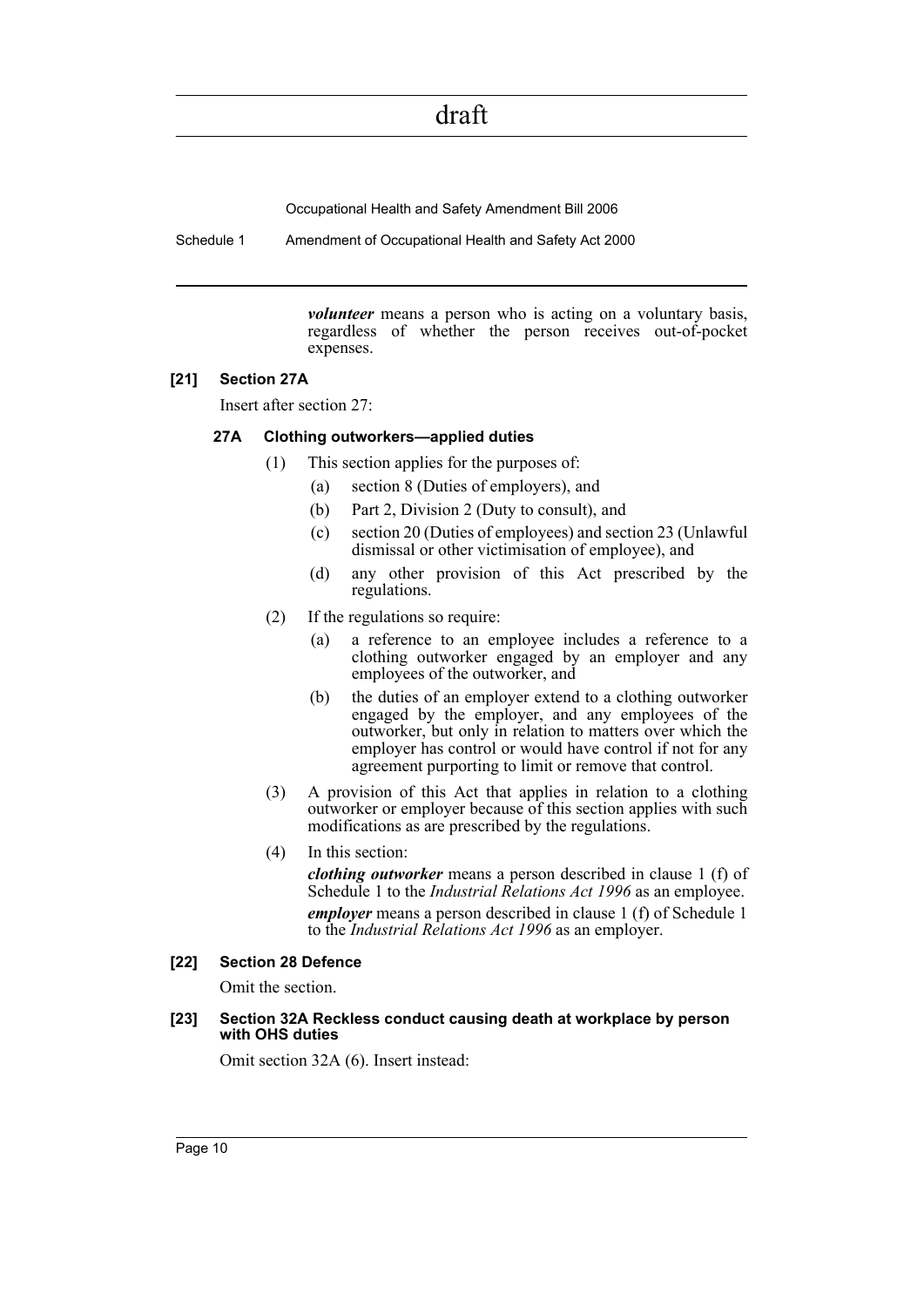***volunteer*** means a person who is acting on a voluntary basis, regardless of whether the person receives out-of-pocket expenses.

**[21] Section 27A**

Insert after section 27:

**27A Clothing outworkers—applied duties**

(1) This section applies for the purposes of:

- (a) section 8 (Duties of employers), and
- (b) Part 2, Division 2 (Duty to consult), and
- (c) section 20 (Duties of employees) and section 23 (Unlawful dismissal or other victimisation of employee), and
- (d) any other provision of this Act prescribed by the regulations.

(2) If the regulations so require:

- (a) a reference to an employee includes a reference to a clothing outworker engaged by an employer and any employees of the outworker, and
- (b) the duties of an employer extend to a clothing outworker engaged by the employer, and any employees of the outworker, but only in relation to matters over which the employer has control or would have control if not for any agreement purporting to limit or remove that control.

(3) A provision of this Act that applies in relation to a clothing outworker or employer because of this section applies with such modifications as are prescribed by the regulations.

(4) In this section:

***clothing outworker*** means a person described in clause 1 (f) of Schedule 1 to the *Industrial Relations Act 1996* as an employee.

***employer*** means a person described in clause 1 (f) of Schedule 1 to the *Industrial Relations Act 1996* as an employer.

**[22] Section 28 Defence**

Omit the section.

**[23] Section 32A Reckless conduct causing death at workplace by person with OHS duties**

Omit section 32A (6). Insert instead: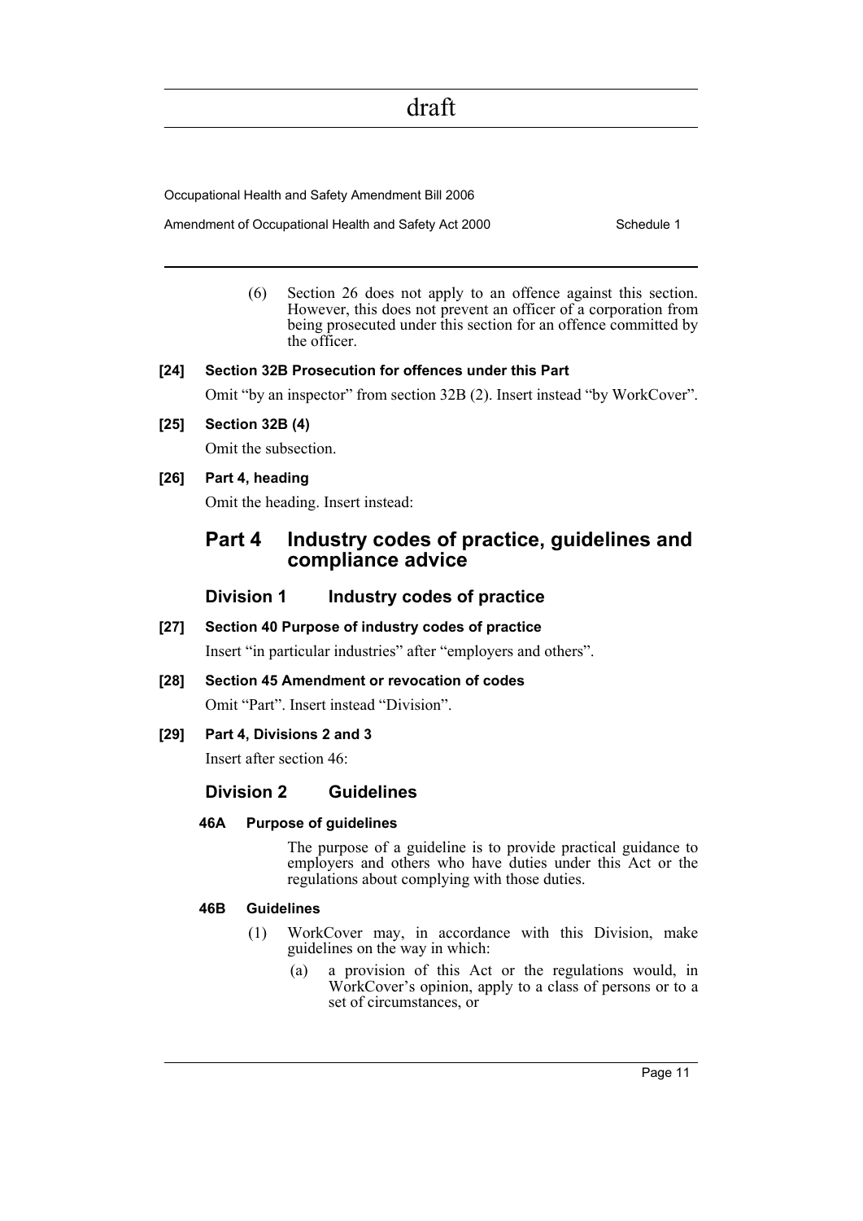(6) Section 26 does not apply to an offence against this section. However, this does not prevent an officer of a corporation from being prosecuted under this section for an offence committed by the officer.

**[24] Section 32B Prosecution for offences under this Part**

Omit "by an inspector" from section 32B (2). Insert instead "by WorkCover".

**[25] Section 32B (4)**

Omit the subsection.

**[26] Part 4, heading**

Omit the heading. Insert instead:

## Part 4 Industry codes of practice, guidelines and compliance advice

### Division 1 Industry codes of practice

**[27] Section 40 Purpose of industry codes of practice**

Insert "in particular industries" after "employers and others".

**[28] Section 45 Amendment or revocation of codes**

Omit "Part". Insert instead "Division".

**[29] Part 4, Divisions 2 and 3**

Insert after section 46:

### Division 2 Guidelines

**46A Purpose of guidelines**

The purpose of a guideline is to provide practical guidance to employers and others who have duties under this Act or the regulations about complying with those duties.

**46B Guidelines**

(1) WorkCover may, in accordance with this Division, make guidelines on the way in which:

(a) a provision of this Act or the regulations would, in WorkCover's opinion, apply to a class of persons or to a set of circumstances, or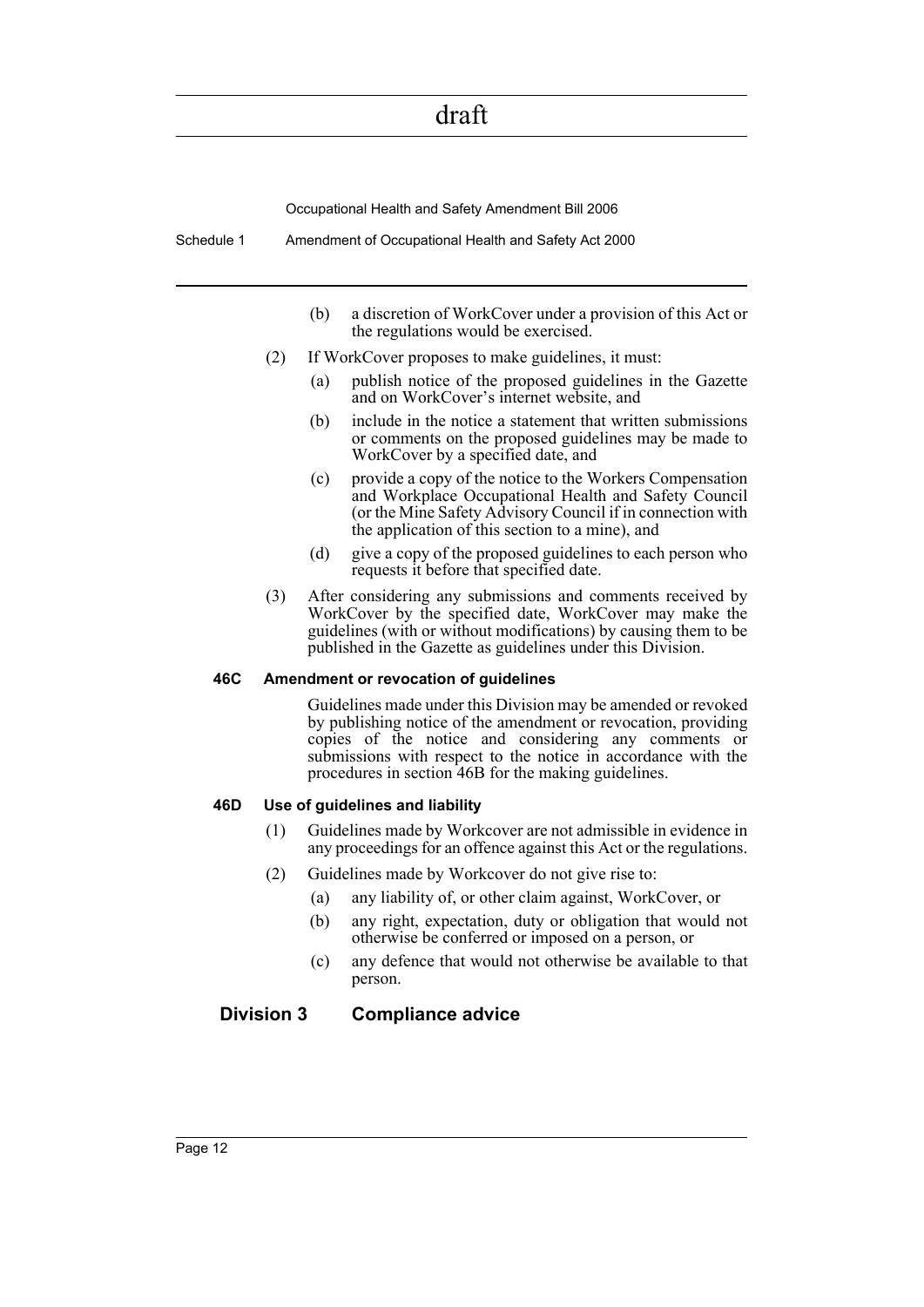(b) a discretion of WorkCover under a provision of this Act or the regulations would be exercised.

(2) If WorkCover proposes to make guidelines, it must:

(a) publish notice of the proposed guidelines in the Gazette and on WorkCover's internet website, and

(b) include in the notice a statement that written submissions or comments on the proposed guidelines may be made to WorkCover by a specified date, and

(c) provide a copy of the notice to the Workers Compensation and Workplace Occupational Health and Safety Council (or the Mine Safety Advisory Council if in connection with the application of this section to a mine), and

(d) give a copy of the proposed guidelines to each person who requests it before that specified date.

(3) After considering any submissions and comments received by WorkCover by the specified date, WorkCover may make the guidelines (with or without modifications) by causing them to be published in the Gazette as guidelines under this Division.

**46C Amendment or revocation of guidelines**

Guidelines made under this Division may be amended or revoked by publishing notice of the amendment or revocation, providing copies of the notice and considering any comments or submissions with respect to the notice in accordance with the procedures in section 46B for the making guidelines.

**46D Use of guidelines and liability**

(1) Guidelines made by Workcover are not admissible in evidence in any proceedings for an offence against this Act or the regulations.

(2) Guidelines made by Workcover do not give rise to:

(a) any liability of, or other claim against, WorkCover, or

(b) any right, expectation, duty or obligation that would not otherwise be conferred or imposed on a person, or

(c) any defence that would not otherwise be available to that person.

## Division 3 Compliance advice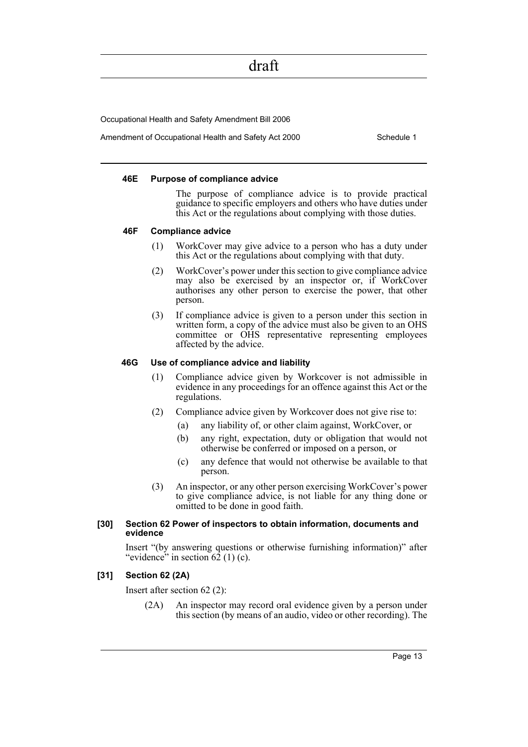#### 46E Purpose of compliance advice

The purpose of compliance advice is to provide practical guidance to specific employers and others who have duties under this Act or the regulations about complying with those duties.

#### 46F Compliance advice

(1) WorkCover may give advice to a person who has a duty under this Act or the regulations about complying with that duty.

(2) WorkCover's power under this section to give compliance advice may also be exercised by an inspector or, if WorkCover authorises any other person to exercise the power, that other person.

(3) If compliance advice is given to a person under this section in written form, a copy of the advice must also be given to an OHS committee or OHS representative representing employees affected by the advice.

#### 46G Use of compliance advice and liability

(1) Compliance advice given by Workcover is not admissible in evidence in any proceedings for an offence against this Act or the regulations.

(2) Compliance advice given by Workcover does not give rise to:

(a) any liability of, or other claim against, WorkCover, or

(b) any right, expectation, duty or obligation that would not otherwise be conferred or imposed on a person, or

(c) any defence that would not otherwise be available to that person.

(3) An inspector, or any other person exercising WorkCover's power to give compliance advice, is not liable for any thing done or omitted to be done in good faith.

#### [30] Section 62 Power of inspectors to obtain information, documents and evidence

Insert "(by answering questions or otherwise furnishing information)" after "evidence" in section 62 (1) (c).

#### [31] Section 62 (2A)

Insert after section 62 (2):

(2A) An inspector may record oral evidence given by a person under this section (by means of an audio, video or other recording). The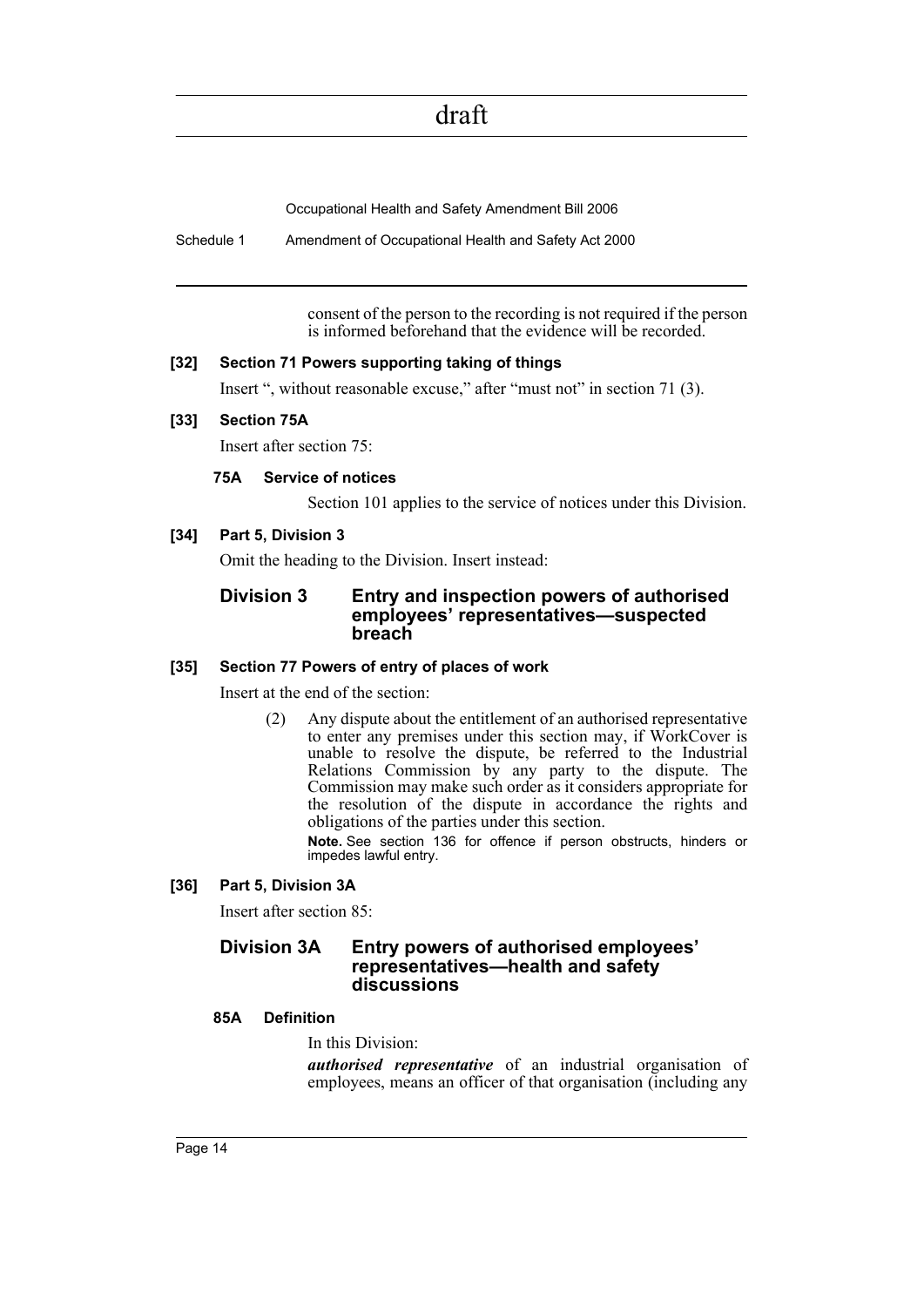consent of the person to the recording is not required if the person is informed beforehand that the evidence will be recorded.

### [32] Section 71 Powers supporting taking of things

Insert ", without reasonable excuse," after "must not" in section 71 (3).

### [33] Section 75A

Insert after section 75:

#### 75A Service of notices

Section 101 applies to the service of notices under this Division.

### [34] Part 5, Division 3

Omit the heading to the Division. Insert instead:

## Division 3 Entry and inspection powers of authorised employees' representatives—suspected breach

### [35] Section 77 Powers of entry of places of work

Insert at the end of the section:

(2) Any dispute about the entitlement of an authorised representative to enter any premises under this section may, if WorkCover is unable to resolve the dispute, be referred to the Industrial Relations Commission by any party to the dispute. The Commission may make such order as it considers appropriate for the resolution of the dispute in accordance the rights and obligations of the parties under this section.

**Note.** See section 136 for offence if person obstructs, hinders or impedes lawful entry.

### [36] Part 5, Division 3A

Insert after section 85:

## Division 3A Entry powers of authorised employees' representatives—health and safety discussions

#### 85A Definition

In this Division:

***authorised representative*** of an industrial organisation of employees, means an officer of that organisation (including any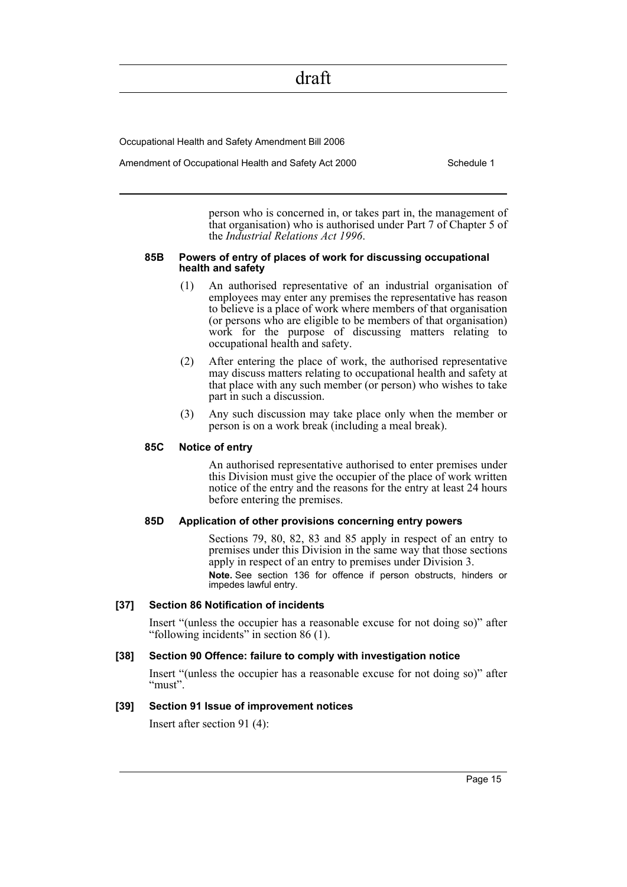person who is concerned in, or takes part in, the management of that organisation) who is authorised under Part 7 of Chapter 5 of the *Industrial Relations Act 1996*.

#### 85B Powers of entry of places of work for discussing occupational health and safety

(1) An authorised representative of an industrial organisation of employees may enter any premises the representative has reason to believe is a place of work where members of that organisation (or persons who are eligible to be members of that organisation) work for the purpose of discussing matters relating to occupational health and safety.

(2) After entering the place of work, the authorised representative may discuss matters relating to occupational health and safety at that place with any such member (or person) who wishes to take part in such a discussion.

(3) Any such discussion may take place only when the member or person is on a work break (including a meal break).

#### 85C Notice of entry

An authorised representative authorised to enter premises under this Division must give the occupier of the place of work written notice of the entry and the reasons for the entry at least 24 hours before entering the premises.

#### 85D Application of other provisions concerning entry powers

Sections 79, 80, 82, 83 and 85 apply in respect of an entry to premises under this Division in the same way that those sections apply in respect of an entry to premises under Division 3.

**Note.** See section 136 for offence if person obstructs, hinders or impedes lawful entry.

### [37] Section 86 Notification of incidents

Insert "(unless the occupier has a reasonable excuse for not doing so)" after "following incidents" in section 86 (1).

### [38] Section 90 Offence: failure to comply with investigation notice

Insert "(unless the occupier has a reasonable excuse for not doing so)" after "must".

### [39] Section 91 Issue of improvement notices

Insert after section 91 (4):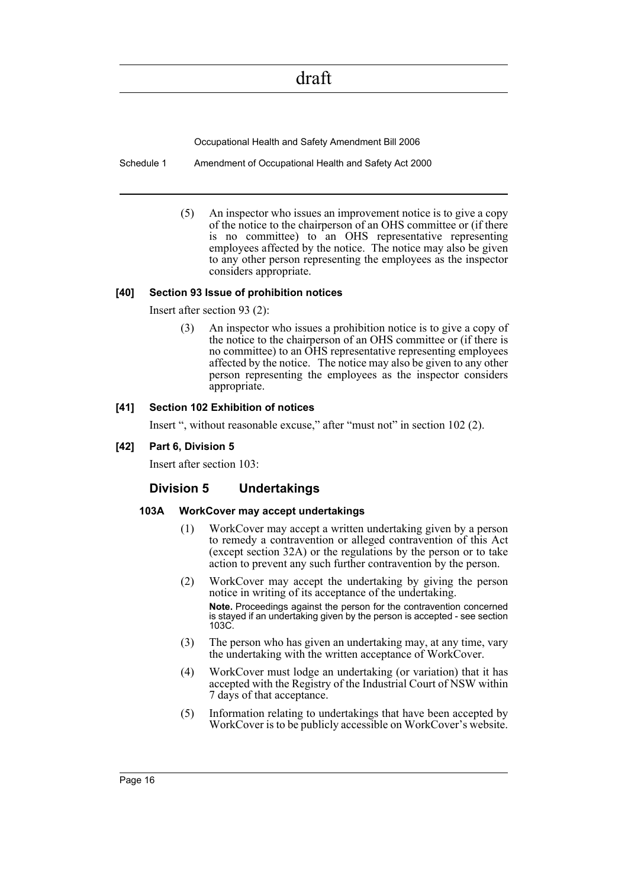(5) An inspector who issues an improvement notice is to give a copy of the notice to the chairperson of an OHS committee or (if there is no committee) to an OHS representative representing employees affected by the notice. The notice may also be given to any other person representing the employees as the inspector considers appropriate.

**[40] Section 93 Issue of prohibition notices**

Insert after section 93 (2):

(3) An inspector who issues a prohibition notice is to give a copy of the notice to the chairperson of an OHS committee or (if there is no committee) to an OHS representative representing employees affected by the notice. The notice may also be given to any other person representing the employees as the inspector considers appropriate.

**[41] Section 102 Exhibition of notices**

Insert ", without reasonable excuse," after "must not" in section 102 (2).

**[42] Part 6, Division 5**

Insert after section 103:

## Division 5 Undertakings

### 103A WorkCover may accept undertakings

(1) WorkCover may accept a written undertaking given by a person to remedy a contravention or alleged contravention of this Act (except section 32A) or the regulations by the person or to take action to prevent any such further contravention by the person.

(2) WorkCover may accept the undertaking by giving the person notice in writing of its acceptance of the undertaking.

**Note.** Proceedings against the person for the contravention concerned is stayed if an undertaking given by the person is accepted - see section 103C.

(3) The person who has given an undertaking may, at any time, vary the undertaking with the written acceptance of WorkCover.

(4) WorkCover must lodge an undertaking (or variation) that it has accepted with the Registry of the Industrial Court of NSW within 7 days of that acceptance.

(5) Information relating to undertakings that have been accepted by WorkCover is to be publicly accessible on WorkCover's website.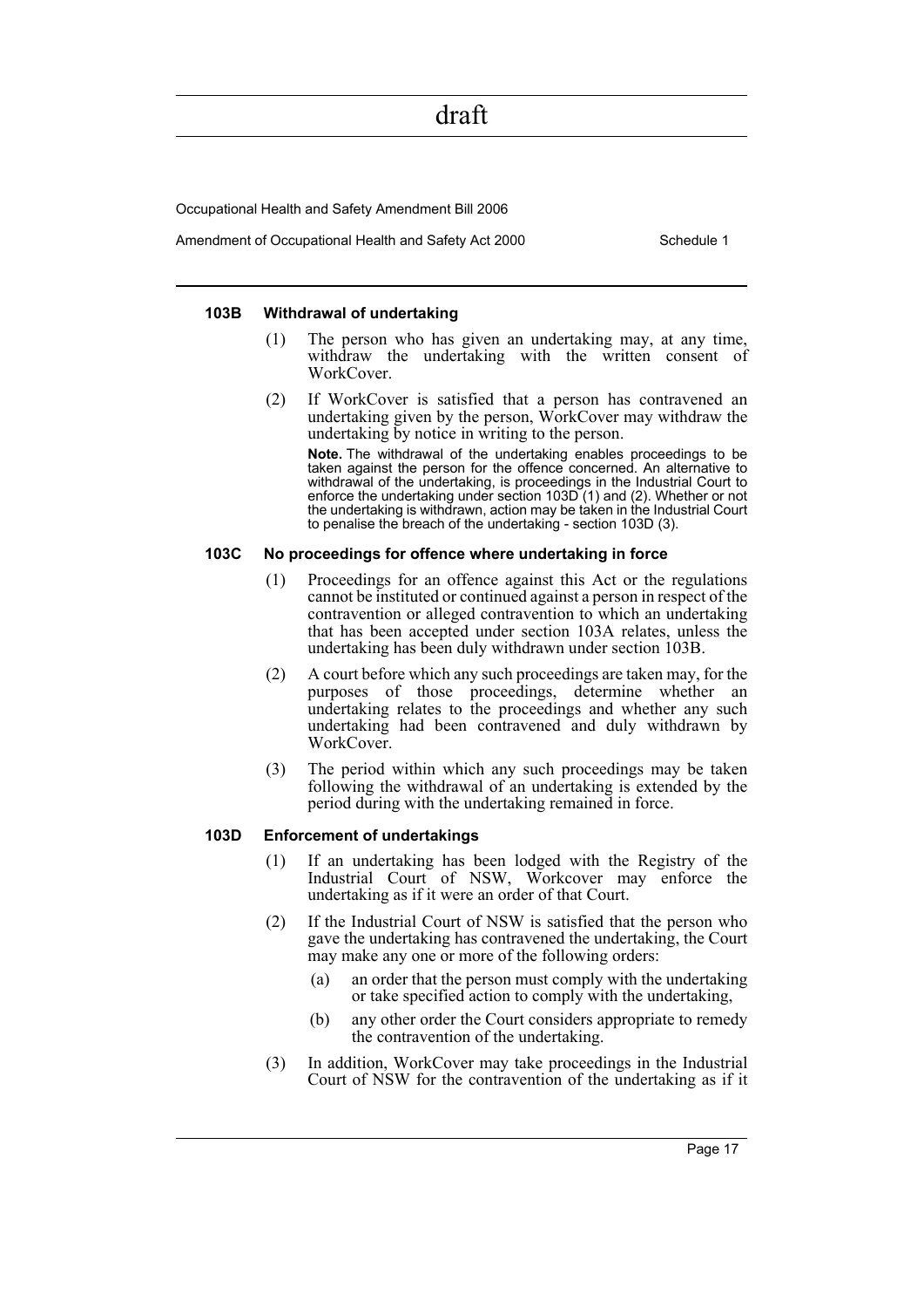#### 103B Withdrawal of undertaking

(1) The person who has given an undertaking may, at any time, withdraw the undertaking with the written consent of WorkCover.

(2) If WorkCover is satisfied that a person has contravened an undertaking given by the person, WorkCover may withdraw the undertaking by notice in writing to the person.

**Note.** The withdrawal of the undertaking enables proceedings to be taken against the person for the offence concerned. An alternative to withdrawal of the undertaking, is proceedings in the Industrial Court to enforce the undertaking under section 103D (1) and (2). Whether or not the undertaking is withdrawn, action may be taken in the Industrial Court to penalise the breach of the undertaking - section 103D (3).

#### 103C No proceedings for offence where undertaking in force

(1) Proceedings for an offence against this Act or the regulations cannot be instituted or continued against a person in respect of the contravention or alleged contravention to which an undertaking that has been accepted under section 103A relates, unless the undertaking has been duly withdrawn under section 103B.

(2) A court before which any such proceedings are taken may, for the purposes of those proceedings, determine whether an undertaking relates to the proceedings and whether any such undertaking had been contravened and duly withdrawn by WorkCover.

(3) The period within which any such proceedings may be taken following the withdrawal of an undertaking is extended by the period during with the undertaking remained in force.

#### 103D Enforcement of undertakings

(1) If an undertaking has been lodged with the Registry of the Industrial Court of NSW, Workcover may enforce the undertaking as if it were an order of that Court.

(2) If the Industrial Court of NSW is satisfied that the person who gave the undertaking has contravened the undertaking, the Court may make any one or more of the following orders:

- (a) an order that the person must comply with the undertaking or take specified action to comply with the undertaking,
- (b) any other order the Court considers appropriate to remedy the contravention of the undertaking.

(3) In addition, WorkCover may take proceedings in the Industrial Court of NSW for the contravention of the undertaking as if it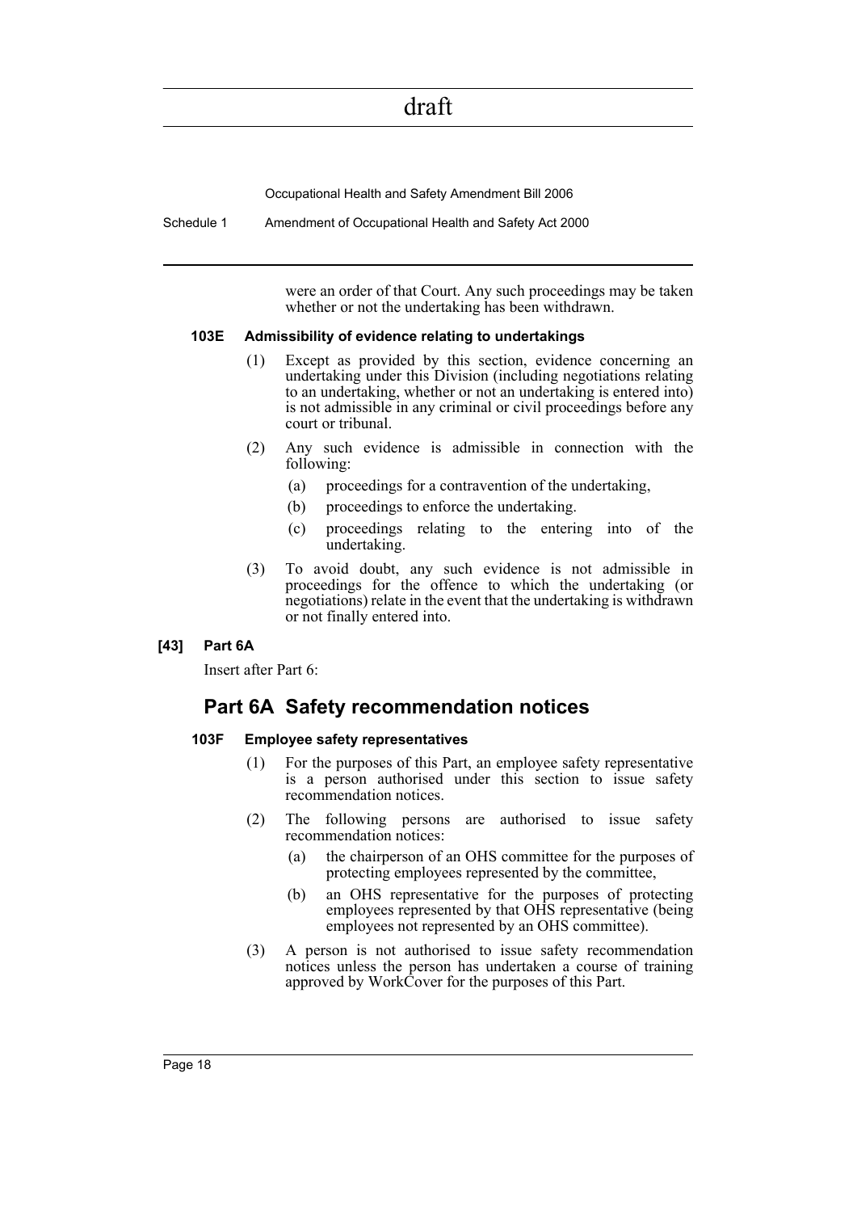were an order of that Court. Any such proceedings may be taken whether or not the undertaking has been withdrawn.

#### 103E Admissibility of evidence relating to undertakings

(1) Except as provided by this section, evidence concerning an undertaking under this Division (including negotiations relating to an undertaking, whether or not an undertaking is entered into) is not admissible in any criminal or civil proceedings before any court or tribunal.

(2) Any such evidence is admissible in connection with the following:

- (a) proceedings for a contravention of the undertaking,
- (b) proceedings to enforce the undertaking.
- (c) proceedings relating to the entering into of the undertaking.

(3) To avoid doubt, any such evidence is not admissible in proceedings for the offence to which the undertaking (or negotiations) relate in the event that the undertaking is withdrawn or not finally entered into.

#### [43] Part 6A

Insert after Part 6:

## Part 6A Safety recommendation notices

#### 103F Employee safety representatives

(1) For the purposes of this Part, an employee safety representative is a person authorised under this section to issue safety recommendation notices.

(2) The following persons are authorised to issue safety recommendation notices:

- (a) the chairperson of an OHS committee for the purposes of protecting employees represented by the committee,
- (b) an OHS representative for the purposes of protecting employees represented by that OHS representative (being employees not represented by an OHS committee).

(3) A person is not authorised to issue safety recommendation notices unless the person has undertaken a course of training approved by WorkCover for the purposes of this Part.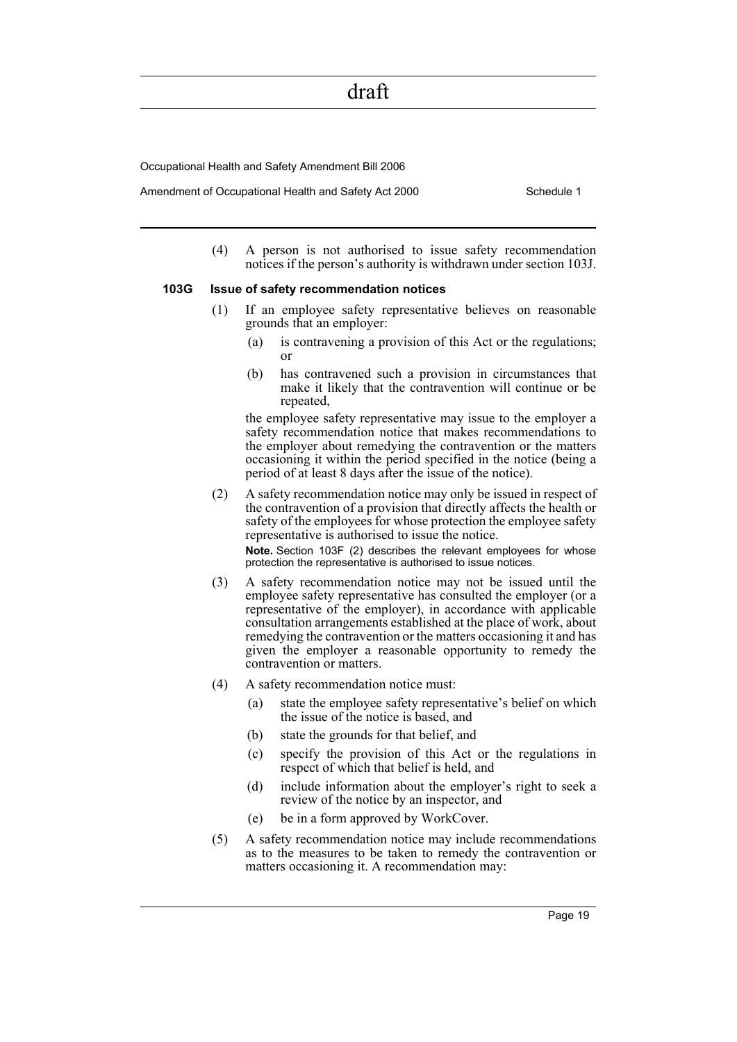(4) A person is not authorised to issue safety recommendation notices if the person's authority is withdrawn under section 103J.

**103G Issue of safety recommendation notices**

(1) If an employee safety representative believes on reasonable grounds that an employer:

(a) is contravening a provision of this Act or the regulations; or

(b) has contravened such a provision in circumstances that make it likely that the contravention will continue or be repeated,

the employee safety representative may issue to the employer a safety recommendation notice that makes recommendations to the employer about remedying the contravention or the matters occasioning it within the period specified in the notice (being a period of at least 8 days after the issue of the notice).

(2) A safety recommendation notice may only be issued in respect of the contravention of a provision that directly affects the health or safety of the employees for whose protection the employee safety representative is authorised to issue the notice.

**Note.** Section 103F (2) describes the relevant employees for whose protection the representative is authorised to issue notices.

(3) A safety recommendation notice may not be issued until the employee safety representative has consulted the employer (or a representative of the employer), in accordance with applicable consultation arrangements established at the place of work, about remedying the contravention or the matters occasioning it and has given the employer a reasonable opportunity to remedy the contravention or matters.

(4) A safety recommendation notice must:

(a) state the employee safety representative's belief on which the issue of the notice is based, and

(b) state the grounds for that belief, and

(c) specify the provision of this Act or the regulations in respect of which that belief is held, and

(d) include information about the employer's right to seek a review of the notice by an inspector, and

(e) be in a form approved by WorkCover.

(5) A safety recommendation notice may include recommendations as to the measures to be taken to remedy the contravention or matters occasioning it. A recommendation may: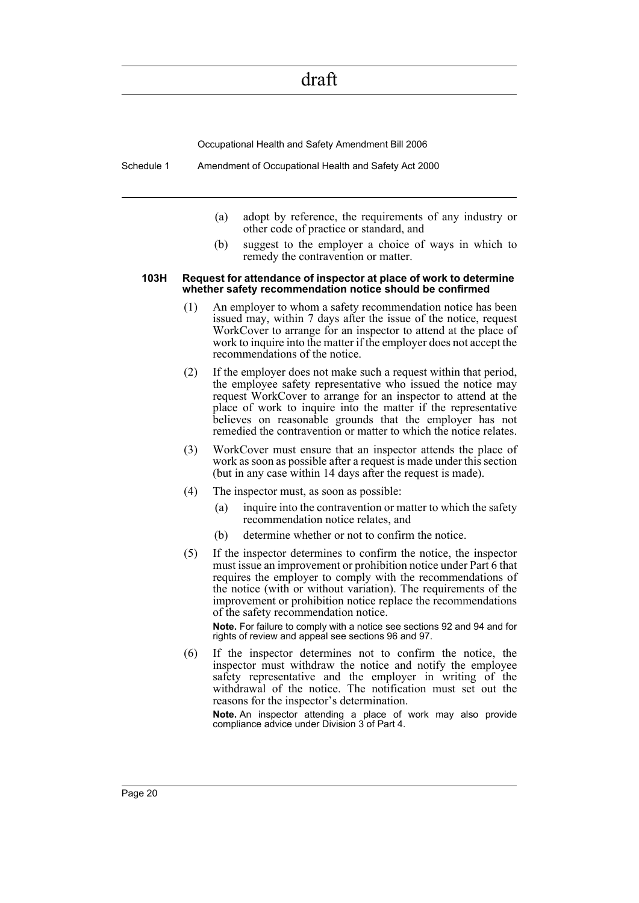(a) adopt by reference, the requirements of any industry or other code of practice or standard, and

(b) suggest to the employer a choice of ways in which to remedy the contravention or matter.

**103H Request for attendance of inspector at place of work to determine whether safety recommendation notice should be confirmed**

(1) An employer to whom a safety recommendation notice has been issued may, within 7 days after the issue of the notice, request WorkCover to arrange for an inspector to attend at the place of work to inquire into the matter if the employer does not accept the recommendations of the notice.

(2) If the employer does not make such a request within that period, the employee safety representative who issued the notice may request WorkCover to arrange for an inspector to attend at the place of work to inquire into the matter if the representative believes on reasonable grounds that the employer has not remedied the contravention or matter to which the notice relates.

(3) WorkCover must ensure that an inspector attends the place of work as soon as possible after a request is made under this section (but in any case within 14 days after the request is made).

(4) The inspector must, as soon as possible:

(a) inquire into the contravention or matter to which the safety recommendation notice relates, and

(b) determine whether or not to confirm the notice.

(5) If the inspector determines to confirm the notice, the inspector must issue an improvement or prohibition notice under Part 6 that requires the employer to comply with the recommendations of the notice (with or without variation). The requirements of the improvement or prohibition notice replace the recommendations of the safety recommendation notice.

**Note.** For failure to comply with a notice see sections 92 and 94 and for rights of review and appeal see sections 96 and 97.

(6) If the inspector determines not to confirm the notice, the inspector must withdraw the notice and notify the employee safety representative and the employer in writing of the withdrawal of the notice. The notification must set out the reasons for the inspector's determination.

**Note.** An inspector attending a place of work may also provide compliance advice under Division 3 of Part 4.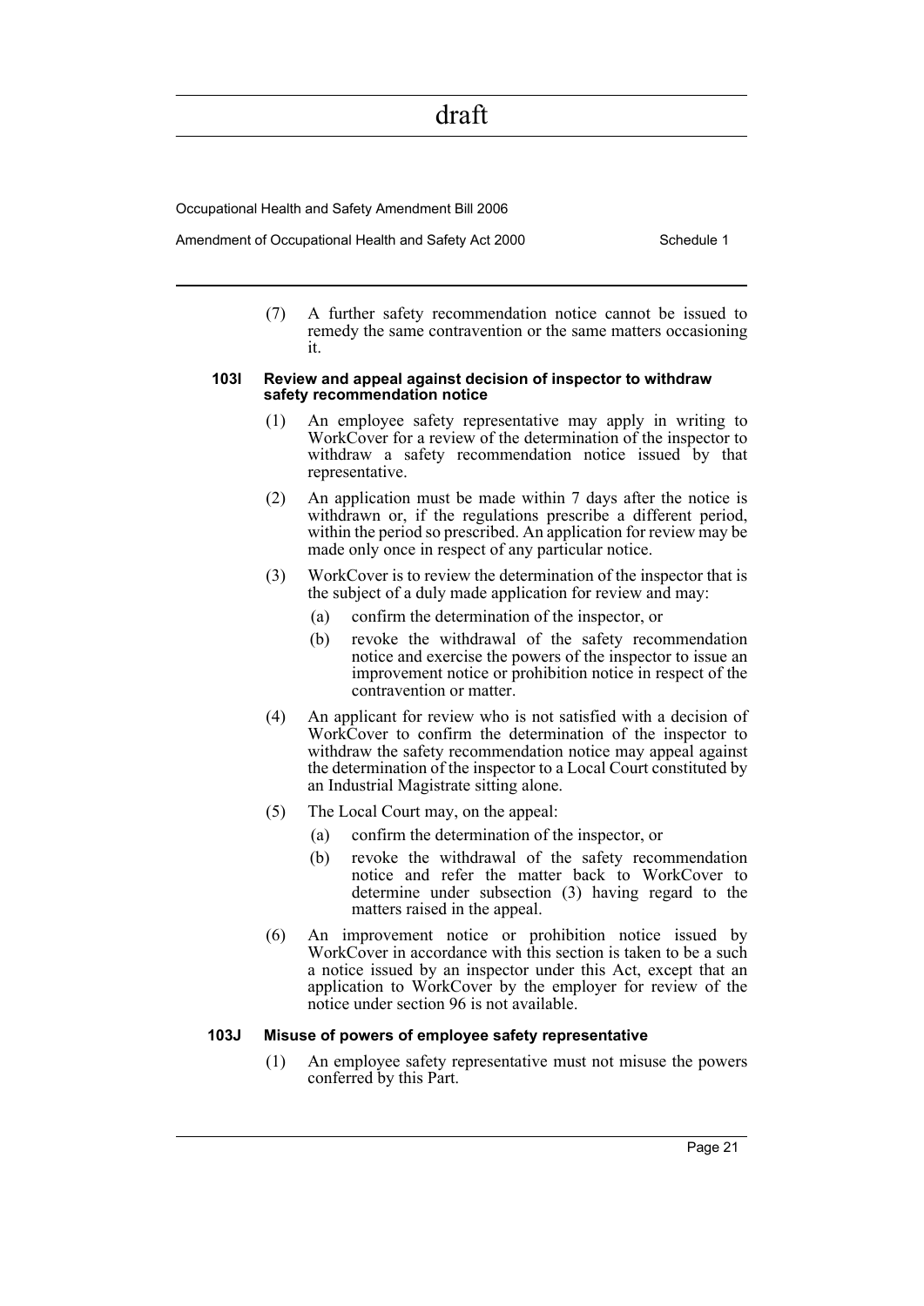(7) A further safety recommendation notice cannot be issued to remedy the same contravention or the same matters occasioning it.

**103I Review and appeal against decision of inspector to withdraw safety recommendation notice**

(1) An employee safety representative may apply in writing to WorkCover for a review of the determination of the inspector to withdraw a safety recommendation notice issued by that representative.

(2) An application must be made within 7 days after the notice is withdrawn or, if the regulations prescribe a different period, within the period so prescribed. An application for review may be made only once in respect of any particular notice.

(3) WorkCover is to review the determination of the inspector that is the subject of a duly made application for review and may:

- (a) confirm the determination of the inspector, or
- (b) revoke the withdrawal of the safety recommendation notice and exercise the powers of the inspector to issue an improvement notice or prohibition notice in respect of the contravention or matter.

(4) An applicant for review who is not satisfied with a decision of WorkCover to confirm the determination of the inspector to withdraw the safety recommendation notice may appeal against the determination of the inspector to a Local Court constituted by an Industrial Magistrate sitting alone.

(5) The Local Court may, on the appeal:

- (a) confirm the determination of the inspector, or
- (b) revoke the withdrawal of the safety recommendation notice and refer the matter back to WorkCover to determine under subsection (3) having regard to the matters raised in the appeal.

(6) An improvement notice or prohibition notice issued by WorkCover in accordance with this section is taken to be a such a notice issued by an inspector under this Act, except that an application to WorkCover by the employer for review of the notice under section 96 is not available.

**103J Misuse of powers of employee safety representative**

(1) An employee safety representative must not misuse the powers conferred by this Part.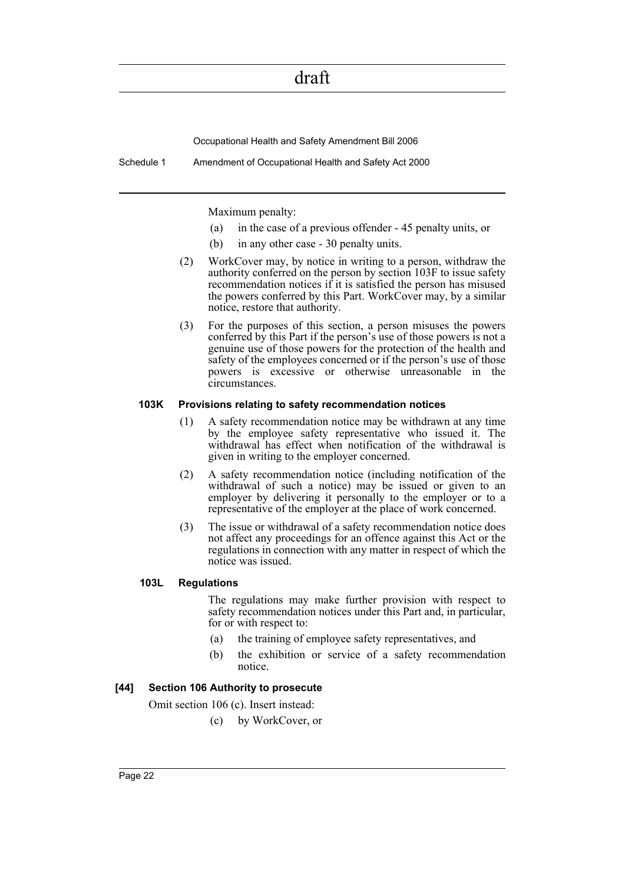Maximum penalty:

(a) in the case of a previous offender - 45 penalty units, or

(b) in any other case - 30 penalty units.

(2) WorkCover may, by notice in writing to a person, withdraw the authority conferred on the person by section 103F to issue safety recommendation notices if it is satisfied the person has misused the powers conferred by this Part. WorkCover may, by a similar notice, restore that authority.

(3) For the purposes of this section, a person misuses the powers conferred by this Part if the person's use of those powers is not a genuine use of those powers for the protection of the health and safety of the employees concerned or if the person's use of those powers is excessive or otherwise unreasonable in the circumstances.

#### 103K Provisions relating to safety recommendation notices

(1) A safety recommendation notice may be withdrawn at any time by the employee safety representative who issued it. The withdrawal has effect when notification of the withdrawal is given in writing to the employer concerned.

(2) A safety recommendation notice (including notification of the withdrawal of such a notice) may be issued or given to an employer by delivering it personally to the employer or to a representative of the employer at the place of work concerned.

(3) The issue or withdrawal of a safety recommendation notice does not affect any proceedings for an offence against this Act or the regulations in connection with any matter in respect of which the notice was issued.

#### 103L Regulations

The regulations may make further provision with respect to safety recommendation notices under this Part and, in particular, for or with respect to:

(a) the training of employee safety representatives, and

(b) the exhibition or service of a safety recommendation notice.

### [44] Section 106 Authority to prosecute

Omit section 106 (c). Insert instead:

(c) by WorkCover, or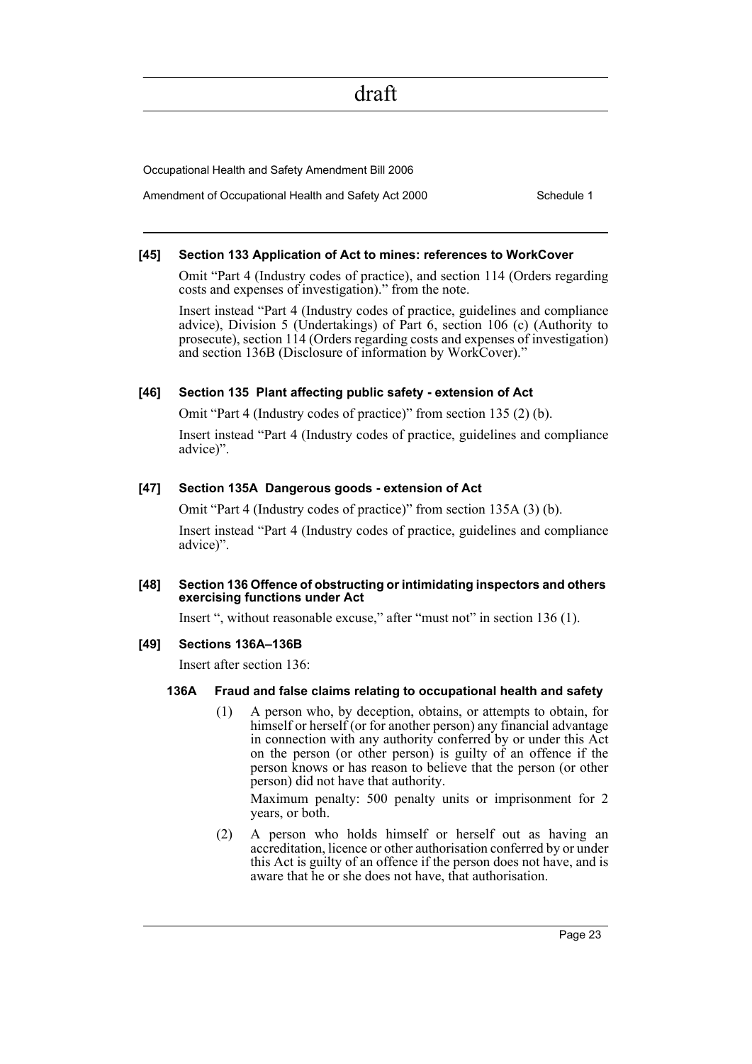**[45] Section 133 Application of Act to mines: references to WorkCover**

Omit "Part 4 (Industry codes of practice), and section 114 (Orders regarding costs and expenses of investigation)." from the note.

Insert instead "Part 4 (Industry codes of practice, guidelines and compliance advice), Division 5 (Undertakings) of Part 6, section 106 (c) (Authority to prosecute), section 114 (Orders regarding costs and expenses of investigation) and section 136B (Disclosure of information by WorkCover)."

**[46] Section 135 Plant affecting public safety - extension of Act**

Omit "Part 4 (Industry codes of practice)" from section 135 (2) (b).

Insert instead "Part 4 (Industry codes of practice, guidelines and compliance advice)".

**[47] Section 135A Dangerous goods - extension of Act**

Omit "Part 4 (Industry codes of practice)" from section 135A (3) (b).

Insert instead "Part 4 (Industry codes of practice, guidelines and compliance advice)".

**[48] Section 136 Offence of obstructing or intimidating inspectors and others exercising functions under Act**

Insert ", without reasonable excuse," after "must not" in section 136 (1).

**[49] Sections 136A–136B**

Insert after section 136:

**136A Fraud and false claims relating to occupational health and safety**

(1) A person who, by deception, obtains, or attempts to obtain, for himself or herself (or for another person) any financial advantage in connection with any authority conferred by or under this Act on the person (or other person) is guilty of an offence if the person knows or has reason to believe that the person (or other person) did not have that authority.

Maximum penalty: 500 penalty units or imprisonment for 2 years, or both.

(2) A person who holds himself or herself out as having an accreditation, licence or other authorisation conferred by or under this Act is guilty of an offence if the person does not have, and is aware that he or she does not have, that authorisation.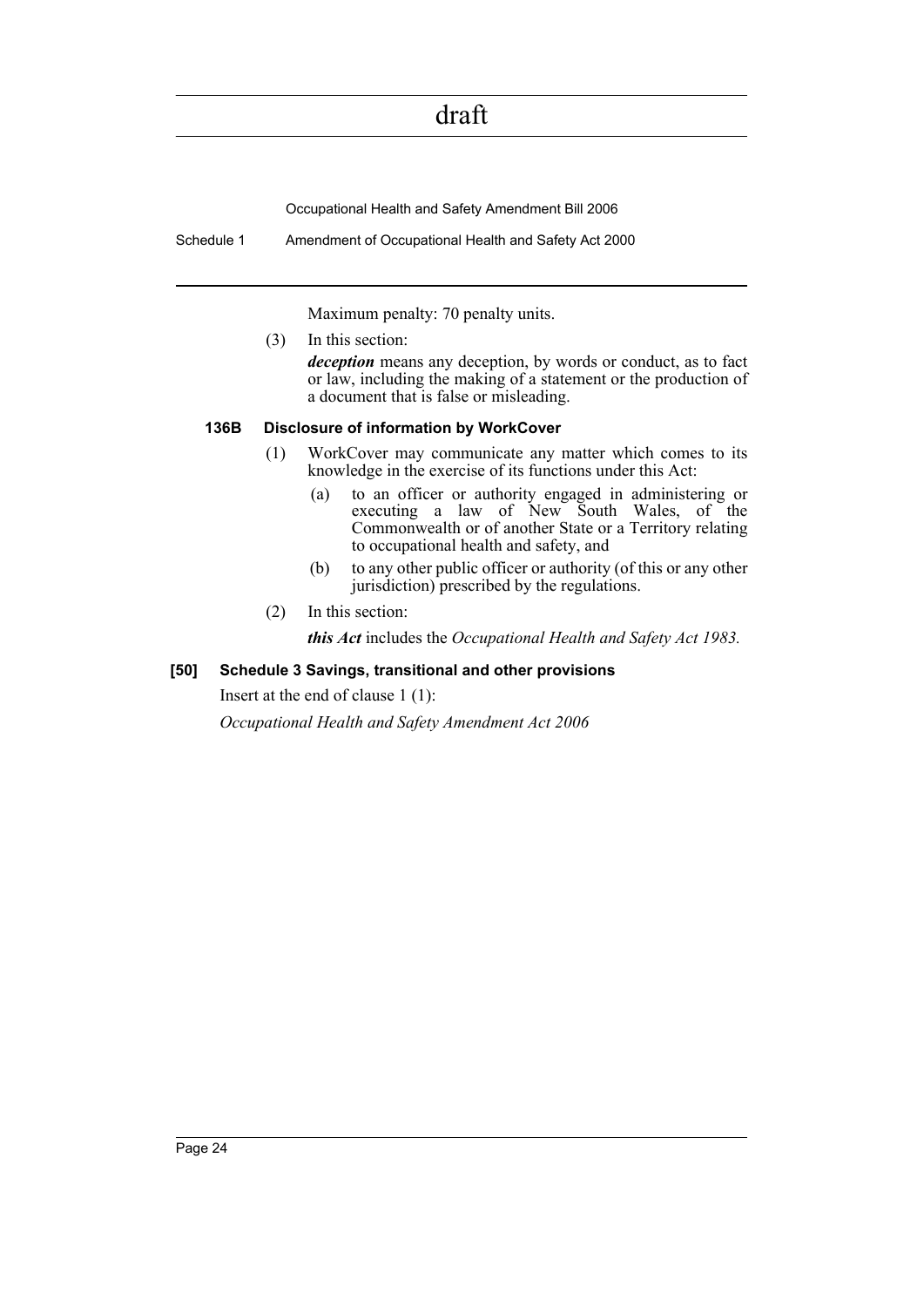Maximum penalty: 70 penalty units.

(3) In this section:

***deception*** means any deception, by words or conduct, as to fact or law, including the making of a statement or the production of a document that is false or misleading.

### 136B Disclosure of information by WorkCover

(1) WorkCover may communicate any matter which comes to its knowledge in the exercise of its functions under this Act:

(a) to an officer or authority engaged in administering or executing a law of New South Wales, of the Commonwealth or of another State or a Territory relating to occupational health and safety, and

(b) to any other public officer or authority (of this or any other jurisdiction) prescribed by the regulations.

(2) In this section:

***this Act*** includes the *Occupational Health and Safety Act 1983.*

### [50] Schedule 3 Savings, transitional and other provisions

Insert at the end of clause 1 (1):

*Occupational Health and Safety Amendment Act 2006*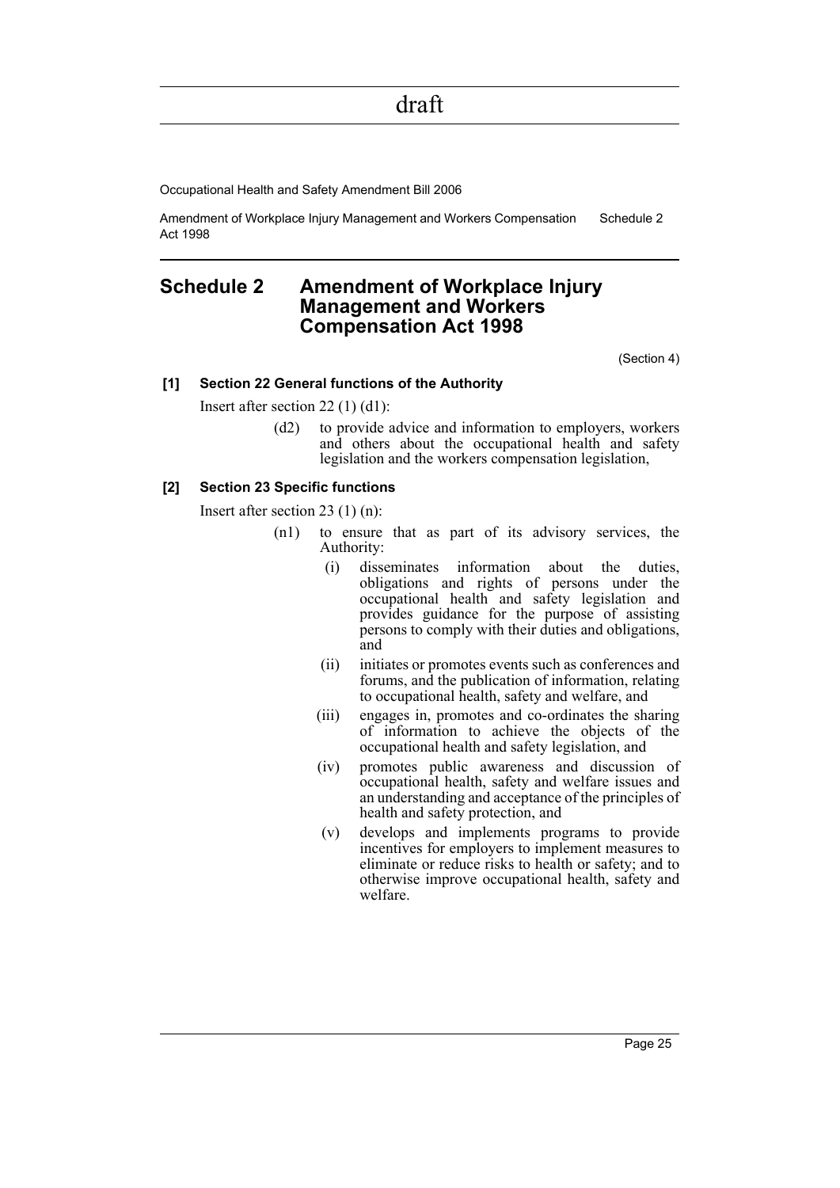## Schedule 2 Amendment of Workplace Injury Management and Workers Compensation Act 1998

(Section 4)

**[1] Section 22 General functions of the Authority**

Insert after section 22 (1) (d1):

(d2) to provide advice and information to employers, workers and others about the occupational health and safety legislation and the workers compensation legislation,

**[2] Section 23 Specific functions**

Insert after section 23 (1) (n):

(n1) to ensure that as part of its advisory services, the Authority:

- (i) disseminates information about the duties, obligations and rights of persons under the occupational health and safety legislation and provides guidance for the purpose of assisting persons to comply with their duties and obligations, and
- (ii) initiates or promotes events such as conferences and forums, and the publication of information, relating to occupational health, safety and welfare, and
- (iii) engages in, promotes and co-ordinates the sharing of information to achieve the objects of the occupational health and safety legislation, and
- (iv) promotes public awareness and discussion of occupational health, safety and welfare issues and an understanding and acceptance of the principles of health and safety protection, and
- (v) develops and implements programs to provide incentives for employers to implement measures to eliminate or reduce risks to health or safety; and to otherwise improve occupational health, safety and welfare.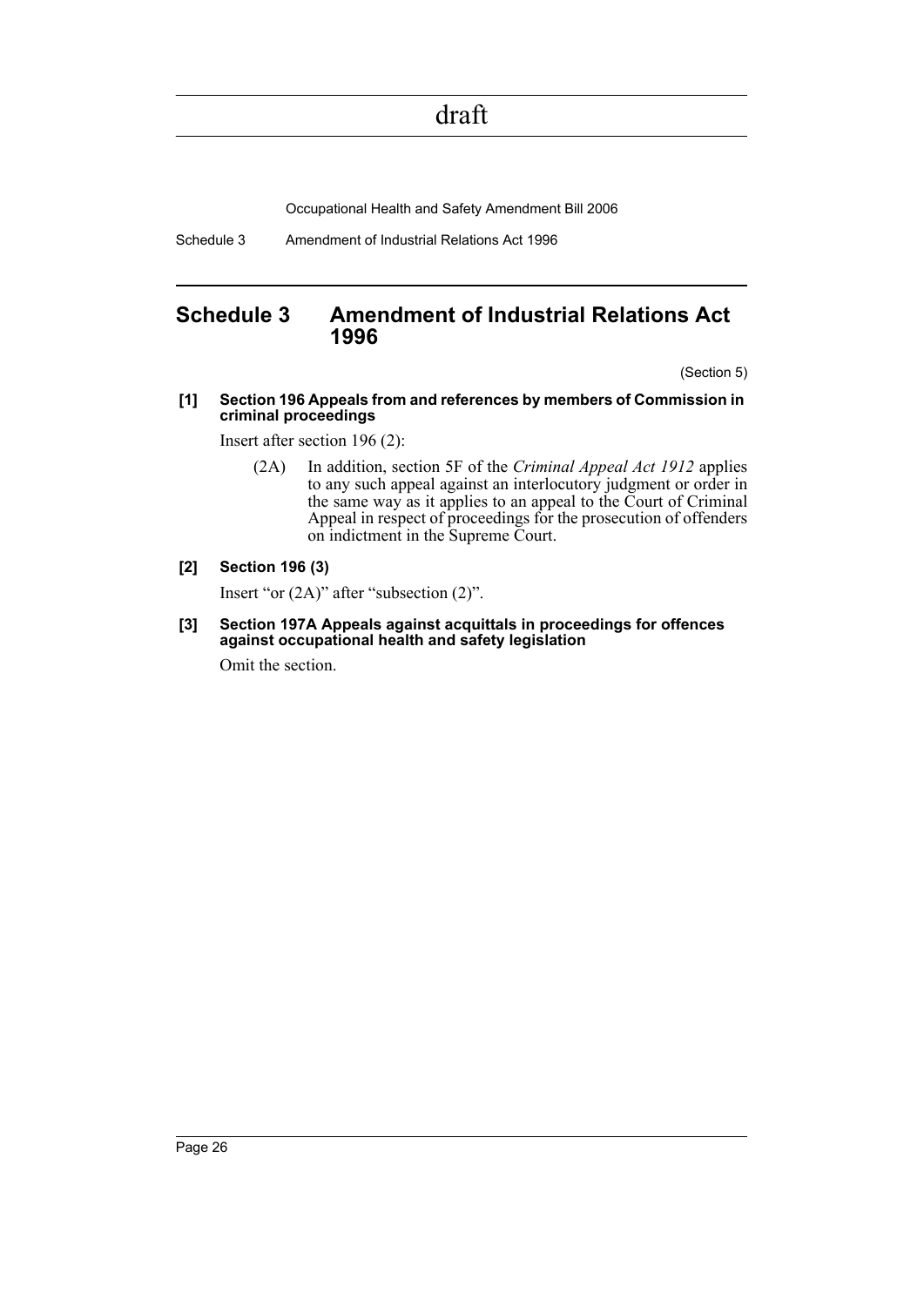# Schedule 3 Amendment of Industrial Relations Act 1996

(Section 5)

**[1] Section 196 Appeals from and references by members of Commission in criminal proceedings**

Insert after section 196 (2):

> (2A) In addition, section 5F of the *Criminal Appeal Act 1912* applies to any such appeal against an interlocutory judgment or order in the same way as it applies to an appeal to the Court of Criminal Appeal in respect of proceedings for the prosecution of offenders on indictment in the Supreme Court.

**[2] Section 196 (3)**

Insert "or (2A)" after "subsection (2)".

**[3] Section 197A Appeals against acquittals in proceedings for offences against occupational health and safety legislation**

Omit the section.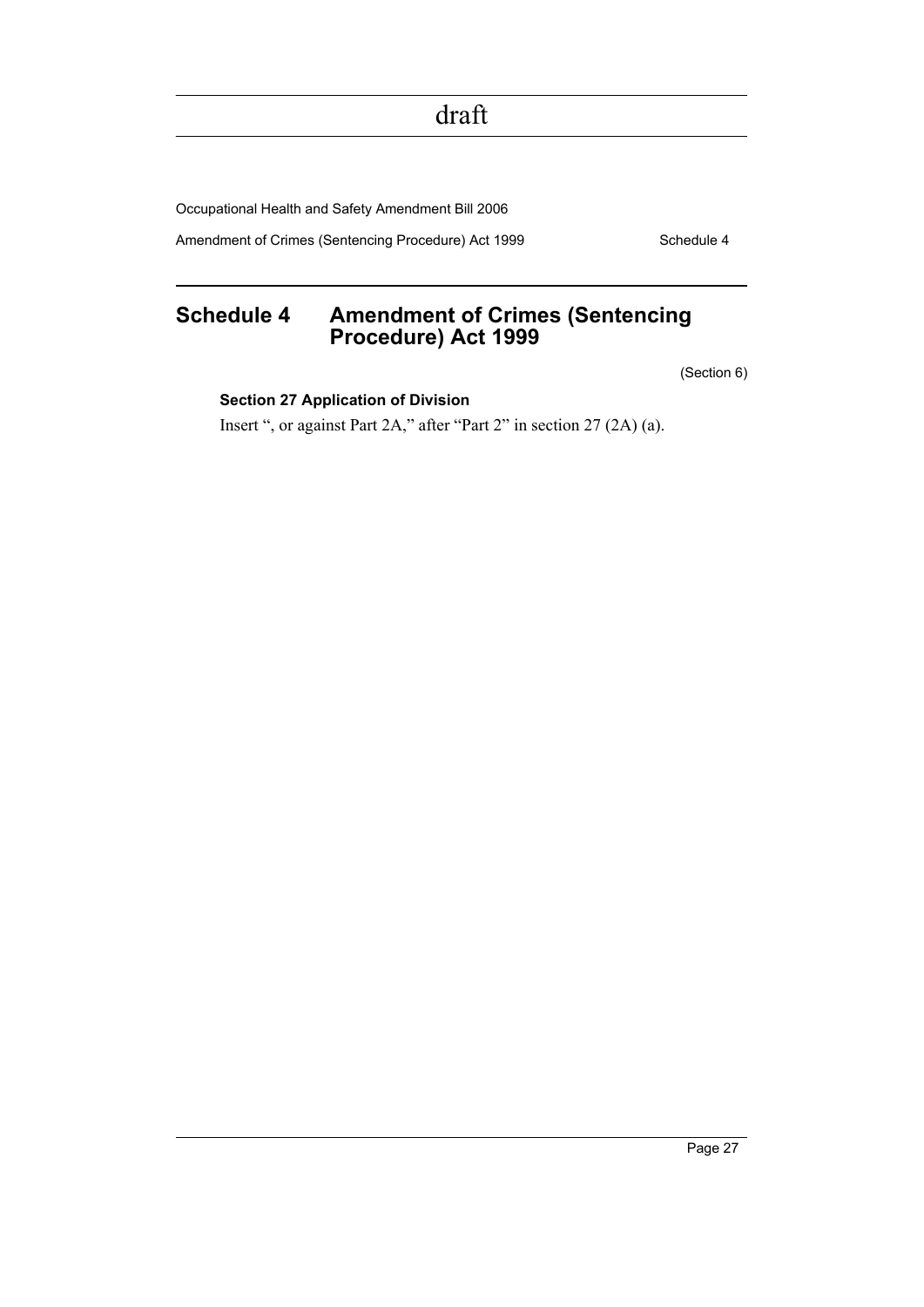## Schedule 4 Amendment of Crimes (Sentencing Procedure) Act 1999

(Section 6)

**Section 27 Application of Division**

Insert ", or against Part 2A," after "Part 2" in section 27 (2A) (a).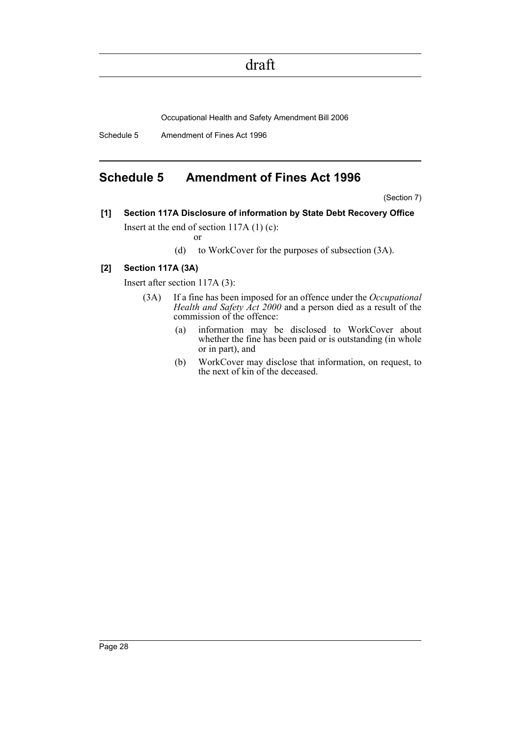## Schedule 5 Amendment of Fines Act 1996

(Section 7)

**[1] Section 117A Disclosure of information by State Debt Recovery Office**

Insert at the end of section 117A (1) (c):

or

(d) to WorkCover for the purposes of subsection (3A).

**[2] Section 117A (3A)**

Insert after section 117A (3):

(3A) If a fine has been imposed for an offence under the *Occupational Health and Safety Act 2000* and a person died as a result of the commission of the offence:

(a) information may be disclosed to WorkCover about whether the fine has been paid or is outstanding (in whole or in part), and

(b) WorkCover may disclose that information, on request, to the next of kin of the deceased.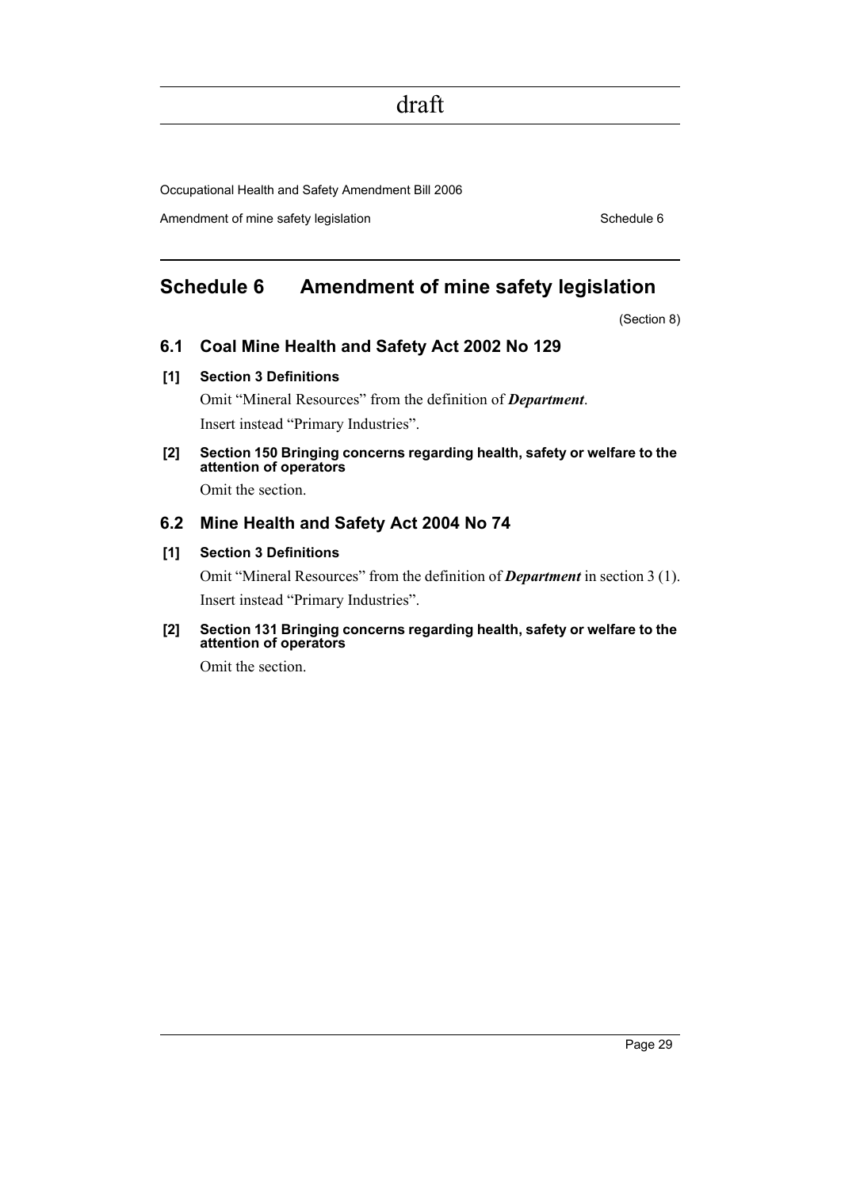# Schedule 6 Amendment of mine safety legislation

(Section 8)

## 6.1 Coal Mine Health and Safety Act 2002 No 129

### [1] Section 3 Definitions

Omit "Mineral Resources" from the definition of ***Department***.

Insert instead "Primary Industries".

### [2] Section 150 Bringing concerns regarding health, safety or welfare to the attention of operators

Omit the section.

## 6.2 Mine Health and Safety Act 2004 No 74

### [1] Section 3 Definitions

Omit "Mineral Resources" from the definition of ***Department*** in section 3 (1).

Insert instead "Primary Industries".

### [2] Section 131 Bringing concerns regarding health, safety or welfare to the attention of operators

Omit the section.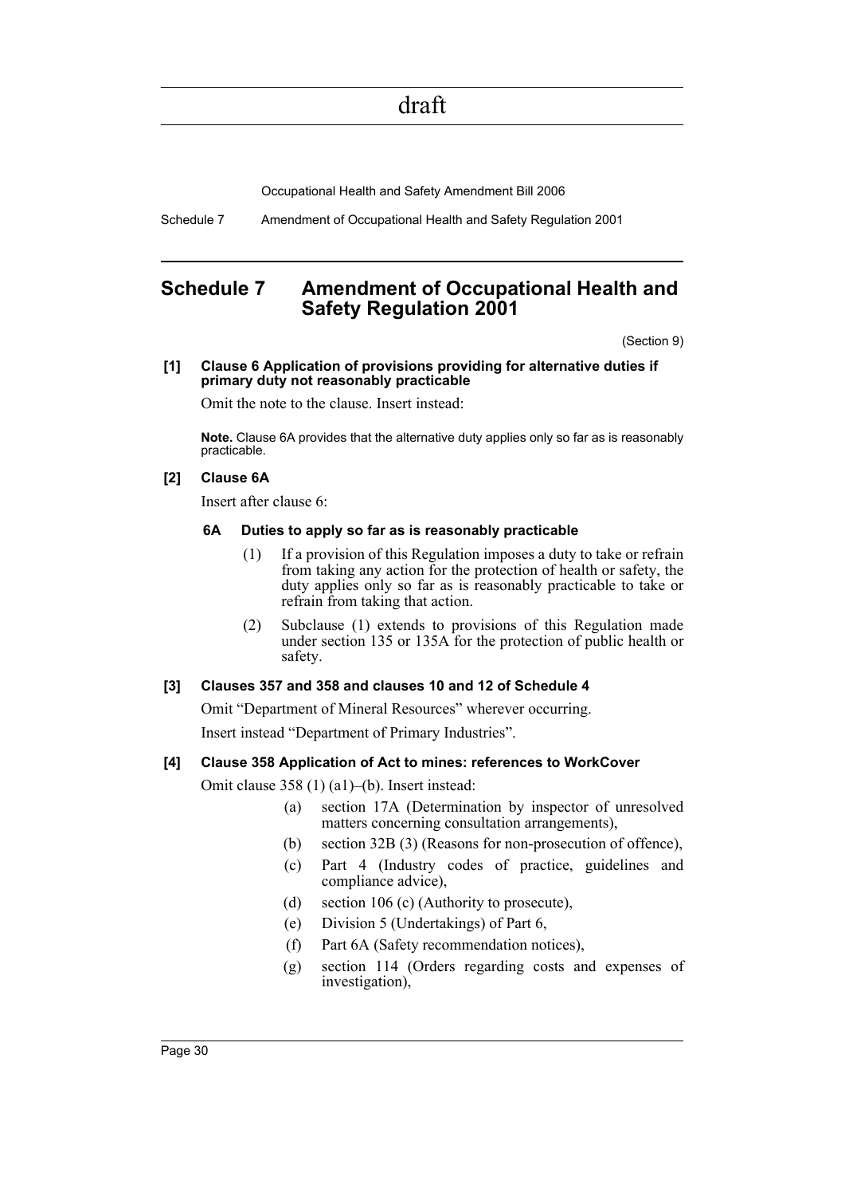# Schedule 7 Amendment of Occupational Health and Safety Regulation 2001

(Section 9)

**[1] Clause 6 Application of provisions providing for alternative duties if primary duty not reasonably practicable**

Omit the note to the clause. Insert instead:

**Note.** Clause 6A provides that the alternative duty applies only so far as is reasonably practicable.

**[2] Clause 6A**

Insert after clause 6:

**6A Duties to apply so far as is reasonably practicable**

(1) If a provision of this Regulation imposes a duty to take or refrain from taking any action for the protection of health or safety, the duty applies only so far as is reasonably practicable to take or refrain from taking that action.

(2) Subclause (1) extends to provisions of this Regulation made under section 135 or 135A for the protection of public health or safety.

**[3] Clauses 357 and 358 and clauses 10 and 12 of Schedule 4**

Omit "Department of Mineral Resources" wherever occurring.

Insert instead "Department of Primary Industries".

**[4] Clause 358 Application of Act to mines: references to WorkCover**

Omit clause 358 (1) (a1)–(b). Insert instead:

(a) section 17A (Determination by inspector of unresolved matters concerning consultation arrangements),

(b) section 32B (3) (Reasons for non-prosecution of offence),

(c) Part 4 (Industry codes of practice, guidelines and compliance advice),

(d) section 106 (c) (Authority to prosecute),

(e) Division 5 (Undertakings) of Part 6,

(f) Part 6A (Safety recommendation notices),

(g) section 114 (Orders regarding costs and expenses of investigation),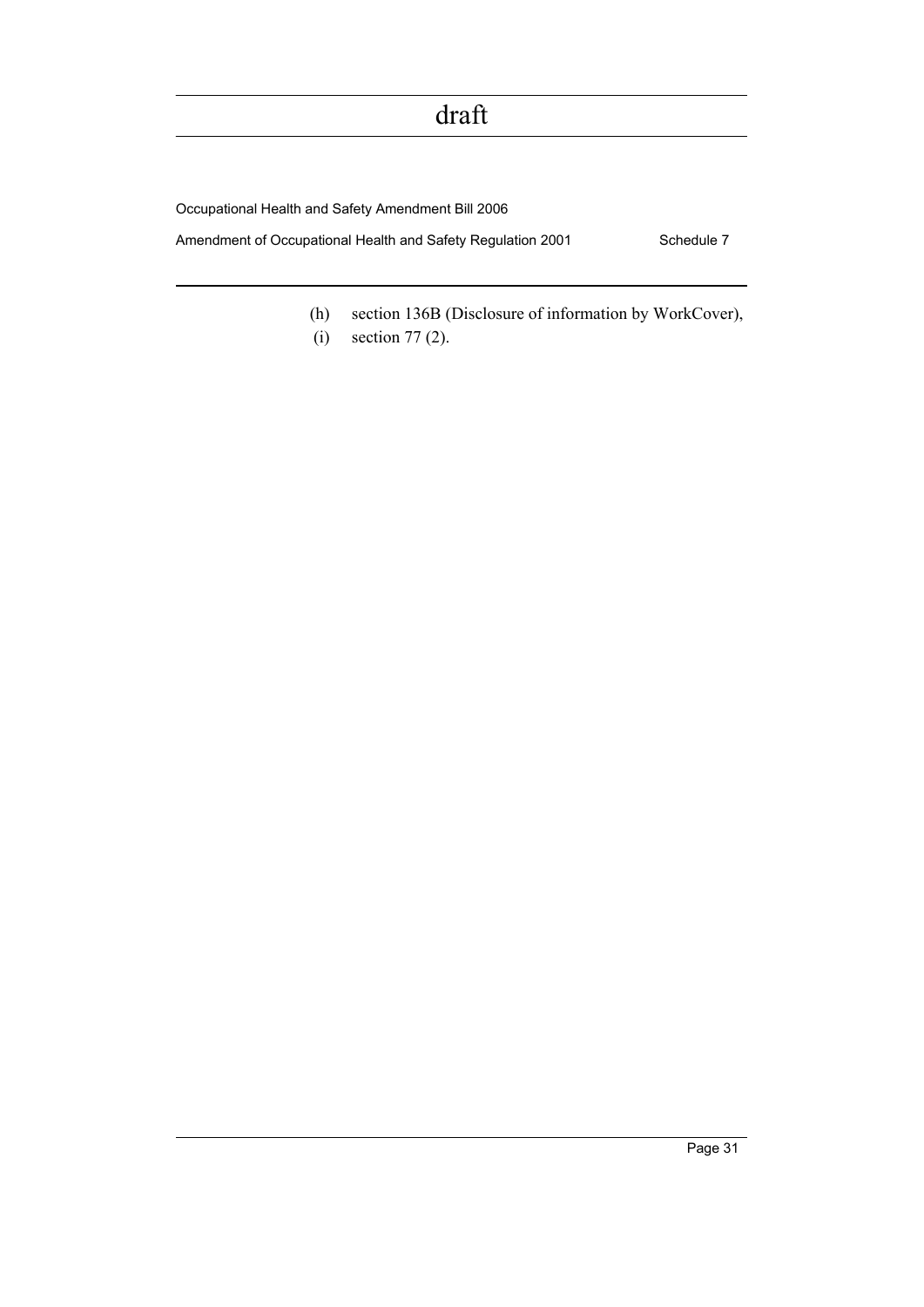(h) section 136B (Disclosure of information by WorkCover),

(i) section 77 (2).